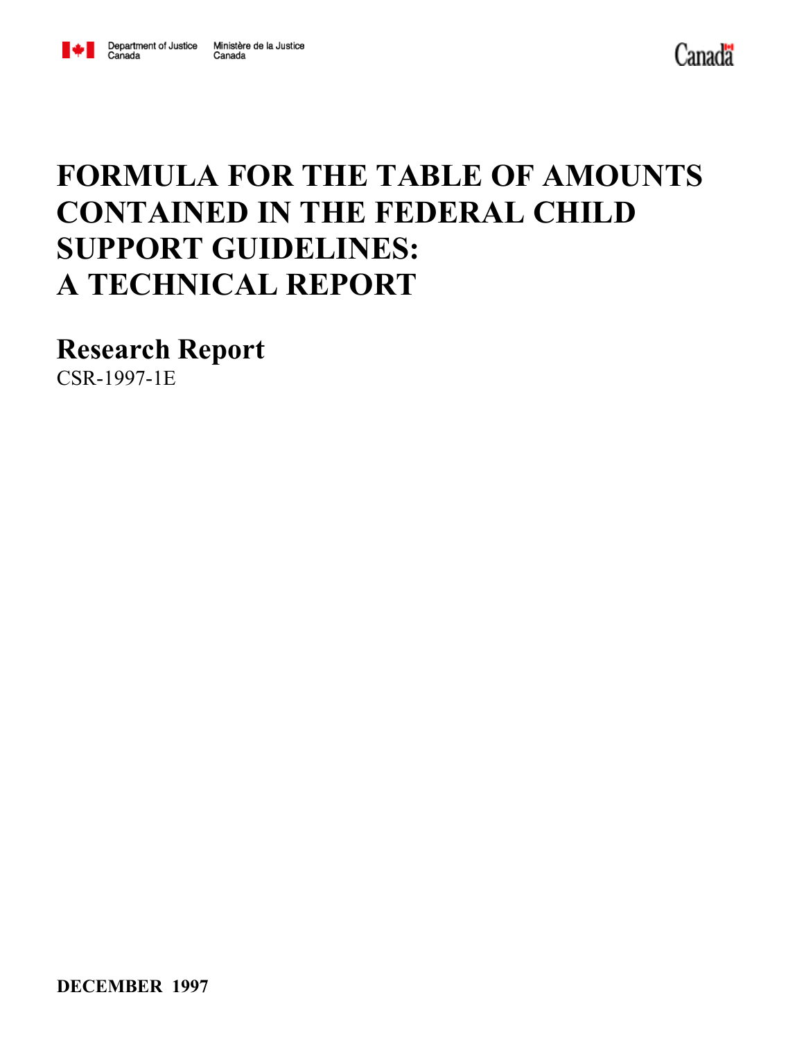Department of Justice Canada | Ministère de la Justice Canada

Canada

# FORMULA FOR THE TABLE OF AMOUNTS CONTAINED IN THE FEDERAL CHILD SUPPORT GUIDELINES: A TECHNICAL REPORT

## Research Report

CSR-1997-1E

**DECEMBER 1997**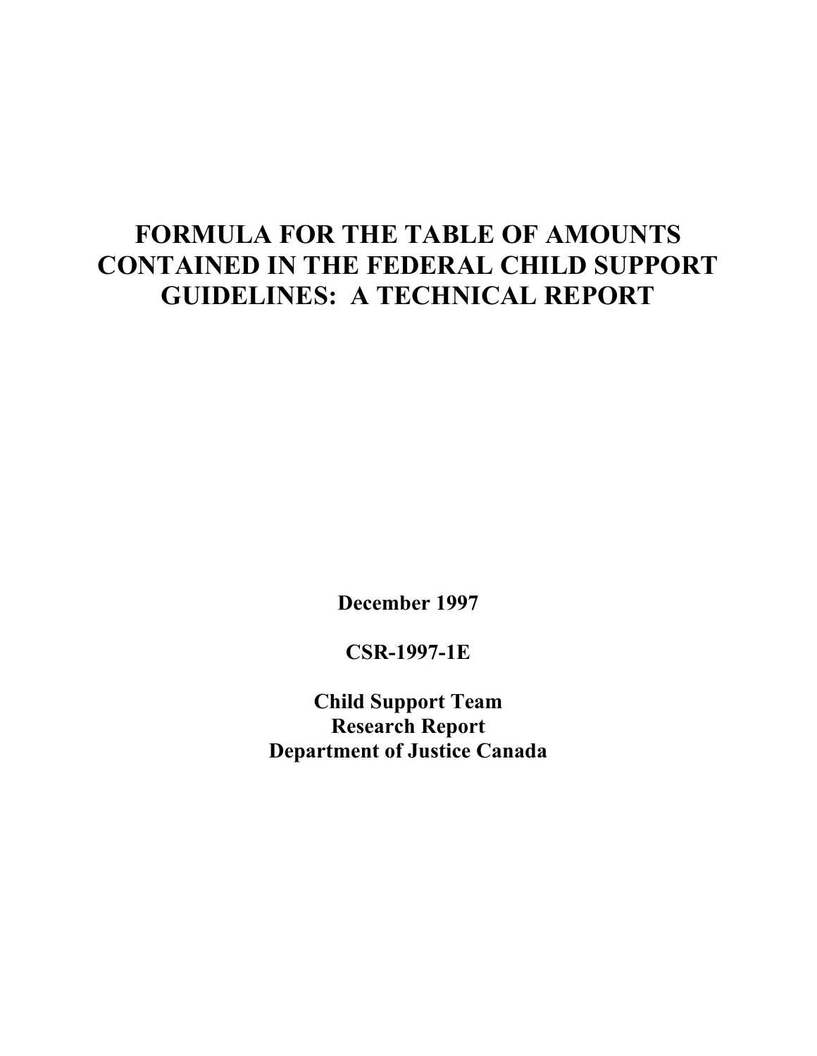# FORMULA FOR THE TABLE OF AMOUNTS CONTAINED IN THE FEDERAL CHILD SUPPORT GUIDELINES: A TECHNICAL REPORT

**December 1997**

**CSR-1997-1E**

**Child Support Team**
**Research Report**
**Department of Justice Canada**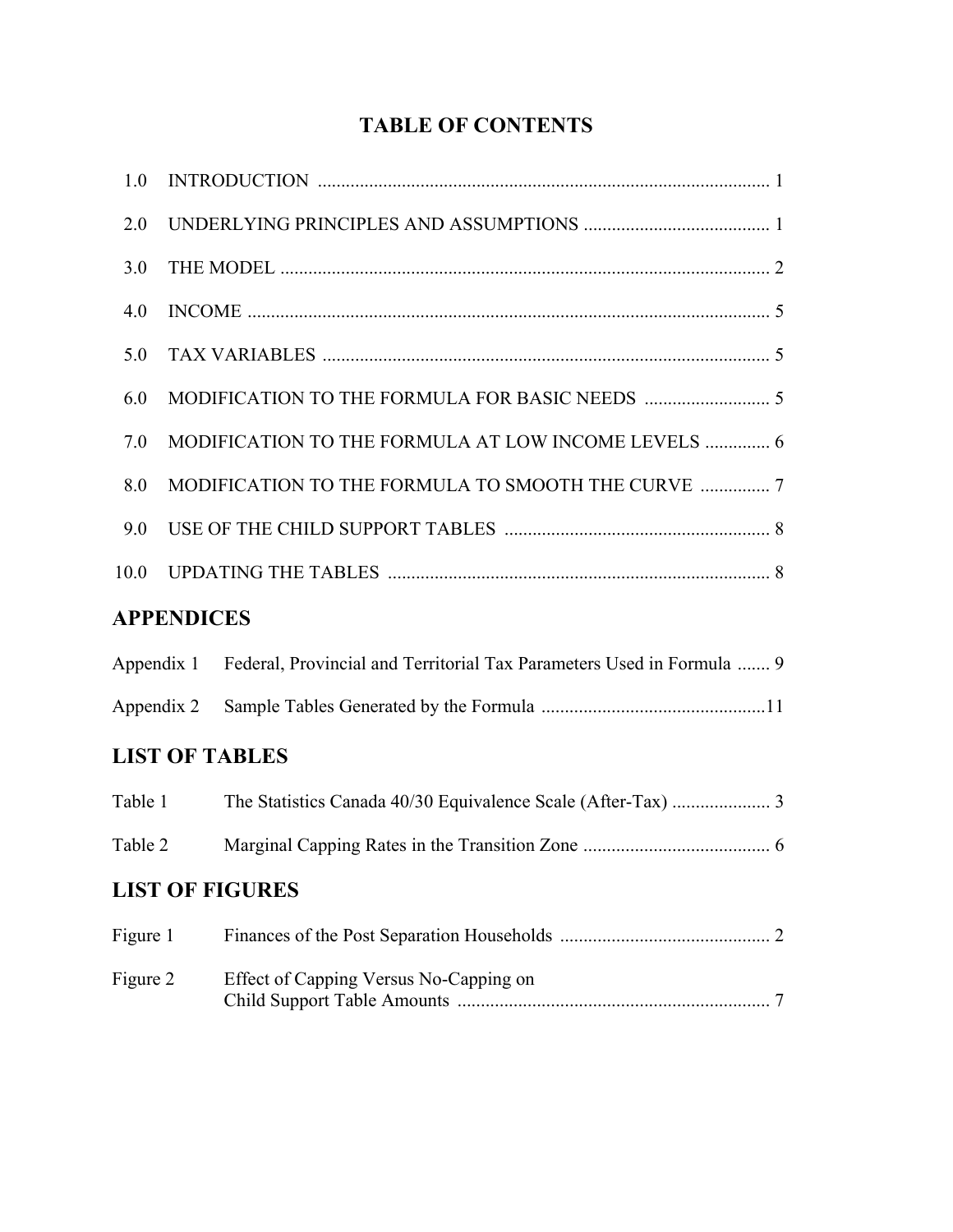# TABLE OF CONTENTS

| | | |
|---|---|---|
| 1.0 | INTRODUCTION | 1 |
| 2.0 | UNDERLYING PRINCIPLES AND ASSUMPTIONS | 1 |
| 3.0 | THE MODEL | 2 |
| 4.0 | INCOME | 5 |
| 5.0 | TAX VARIABLES | 5 |
| 6.0 | MODIFICATION TO THE FORMULA FOR BASIC NEEDS | 5 |
| 7.0 | MODIFICATION TO THE FORMULA AT LOW INCOME LEVELS | 6 |
| 8.0 | MODIFICATION TO THE FORMULA TO SMOOTH THE CURVE | 7 |
| 9.0 | USE OF THE CHILD SUPPORT TABLES | 8 |
| 10.0 | UPDATING THE TABLES | 8 |

## APPENDICES

| | | |
|---|---|---|
| Appendix 1 | Federal, Provincial and Territorial Tax Parameters Used in Formula | 9 |
| Appendix 2 | Sample Tables Generated by the Formula | 11 |

## LIST OF TABLES

| | | |
|---|---|---|
| Table 1 | The Statistics Canada 40/30 Equivalence Scale (After-Tax) | 3 |
| Table 2 | Marginal Capping Rates in the Transition Zone | 6 |

## LIST OF FIGURES

| | | |
|---|---|---|
| Figure 1 | Finances of the Post Separation Households | 2 |
| Figure 2 | Effect of Capping Versus No-Capping on Child Support Table Amounts | 7 |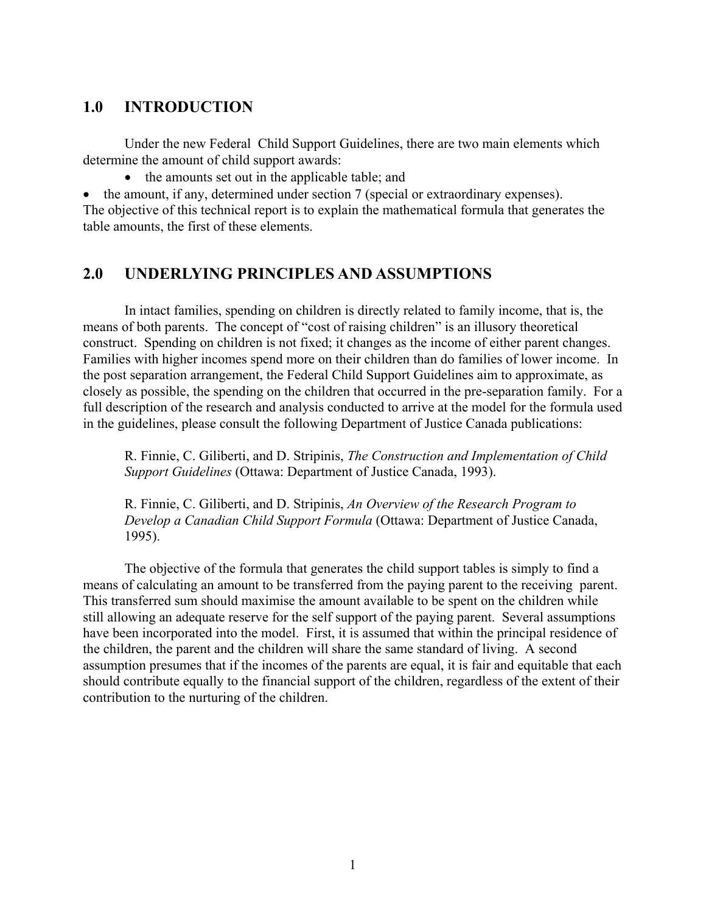## 1.0 INTRODUCTION

Under the new Federal Child Support Guidelines, there are two main elements which determine the amount of child support awards:

- the amounts set out in the applicable table; and
- the amount, if any, determined under section 7 (special or extraordinary expenses).

The objective of this technical report is to explain the mathematical formula that generates the table amounts, the first of these elements.

## 2.0 UNDERLYING PRINCIPLES AND ASSUMPTIONS

In intact families, spending on children is directly related to family income, that is, the means of both parents. The concept of "cost of raising children" is an illusory theoretical construct. Spending on children is not fixed; it changes as the income of either parent changes. Families with higher incomes spend more on their children than do families of lower income. In the post separation arrangement, the Federal Child Support Guidelines aim to approximate, as closely as possible, the spending on the children that occurred in the pre-separation family. For a full description of the research and analysis conducted to arrive at the model for the formula used in the guidelines, please consult the following Department of Justice Canada publications:

> R. Finnie, C. Giliberti, and D. Stripinis, *The Construction and Implementation of Child Support Guidelines* (Ottawa: Department of Justice Canada, 1993).
>
> R. Finnie, C. Giliberti, and D. Stripinis, *An Overview of the Research Program to Develop a Canadian Child Support Formula* (Ottawa: Department of Justice Canada, 1995).

The objective of the formula that generates the child support tables is simply to find a means of calculating an amount to be transferred from the paying parent to the receiving parent. This transferred sum should maximise the amount available to be spent on the children while still allowing an adequate reserve for the self support of the paying parent. Several assumptions have been incorporated into the model. First, it is assumed that within the principal residence of the children, the parent and the children will share the same standard of living. A second assumption presumes that if the incomes of the parents are equal, it is fair and equitable that each should contribute equally to the financial support of the children, regardless of the extent of their contribution to the nurturing of the children.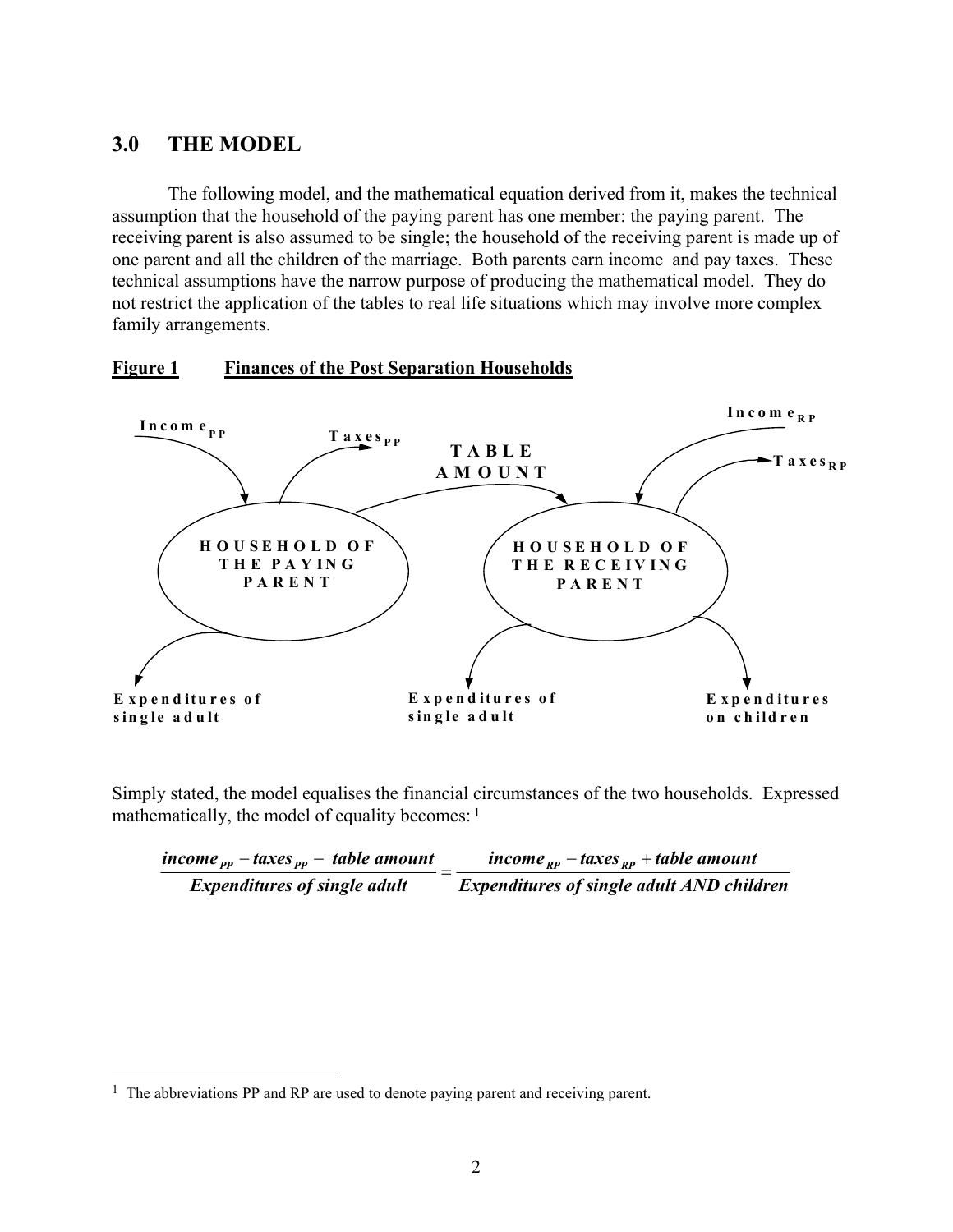## 3.0 THE MODEL

The following model, and the mathematical equation derived from it, makes the technical assumption that the household of the paying parent has one member: the paying parent. The receiving parent is also assumed to be single; the household of the receiving parent is made up of one parent and all the children of the marriage. Both parents earn income and pay taxes. These technical assumptions have the narrow purpose of producing the mathematical model. They do not restrict the application of the tables to real life situations which may involve more complex family arrangements.

**Figure 1 Finances of the Post Separation Households**

Income$_{PP}$ Taxes$_{PP}$ TABLE AMOUNT Income$_{RP}$ Taxes$_{RP}$

HOUSEHOLD OF THE PAYING PARENT

HOUSEHOLD OF THE RECEIVING PARENT

Expenditures of single adult

Expenditures of single adult

Expenditures on children

Simply stated, the model equalises the financial circumstances of the two households. Expressed mathematically, the model of equality becomes: [1]

$$\frac{income_{PP} - taxes_{PP} - \text{ table amount}}{\text{Expenditures of single adult}} = \frac{income_{RP} - taxes_{RP} + \text{table amount}}{\text{Expenditures of single adult AND children}}$$

[1] The abbreviations PP and RP are used to denote paying parent and receiving parent.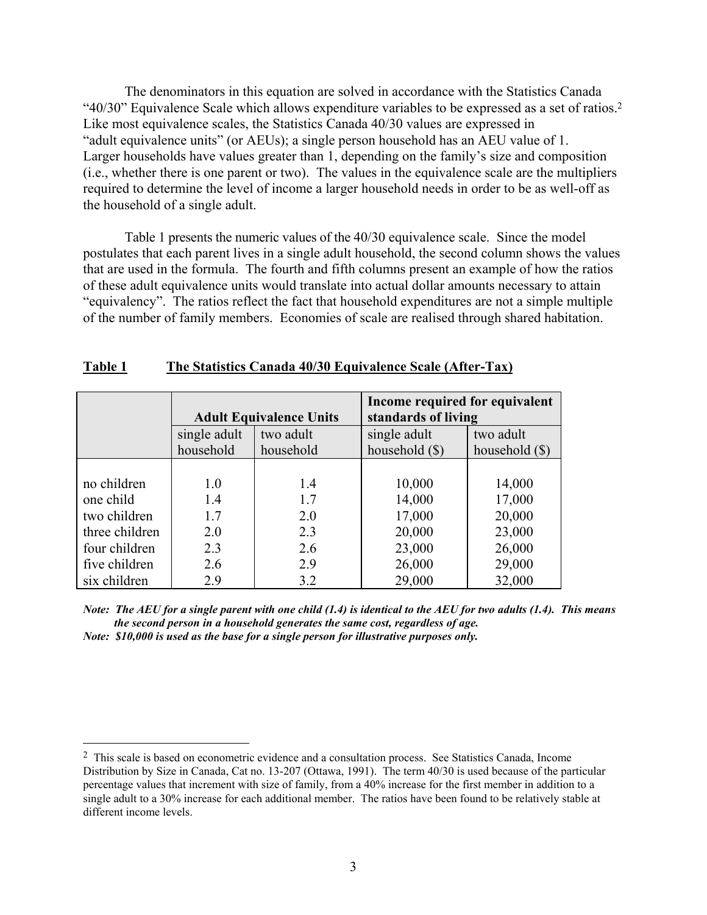The denominators in this equation are solved in accordance with the Statistics Canada "40/30" Equivalence Scale which allows expenditure variables to be expressed as a set of ratios.[2] Like most equivalence scales, the Statistics Canada 40/30 values are expressed in "adult equivalence units" (or AEUs); a single person household has an AEU value of 1. Larger households have values greater than 1, depending on the family's size and composition (i.e., whether there is one parent or two). The values in the equivalence scale are the multipliers required to determine the level of income a larger household needs in order to be as well-off as the household of a single adult.

Table 1 presents the numeric values of the 40/30 equivalence scale. Since the model postulates that each parent lives in a single adult household, the second column shows the values that are used in the formula. The fourth and fifth columns present an example of how the ratios of these adult equivalence units would translate into actual dollar amounts necessary to attain "equivalency". The ratios reflect the fact that household expenditures are not a simple multiple of the number of family members. Economies of scale are realised through shared habitation.

**Table 1 The Statistics Canada 40/30 Equivalence Scale (After-Tax)**

| | **Adult Equivalence Units** | | **Income required for equivalent standards of living** | |
|---|---|---|---|---|
| | single adult household | two adult household | single adult household ($) | two adult household ($) |
| no children | 1.0 | 1.4 | 10,000 | 14,000 |
| one child | 1.4 | 1.7 | 14,000 | 17,000 |
| two children | 1.7 | 2.0 | 17,000 | 20,000 |
| three children | 2.0 | 2.3 | 20,000 | 23,000 |
| four children | 2.3 | 2.6 | 23,000 | 26,000 |
| five children | 2.6 | 2.9 | 26,000 | 29,000 |
| six children | 2.9 | 3.2 | 29,000 | 32,000 |

***Note: The AEU for a single parent with one child (1.4) is identical to the AEU for two adults (1.4). This means the second person in a household generates the same cost, regardless of age.***

***Note: $10,000 is used as the base for a single person for illustrative purposes only.***

[2] This scale is based on econometric evidence and a consultation process. See Statistics Canada, Income Distribution by Size in Canada, Cat no. 13-207 (Ottawa, 1991). The term 40/30 is used because of the particular percentage values that increment with size of family, from a 40% increase for the first member in addition to a single adult to a 30% increase for each additional member. The ratios have been found to be relatively stable at different income levels.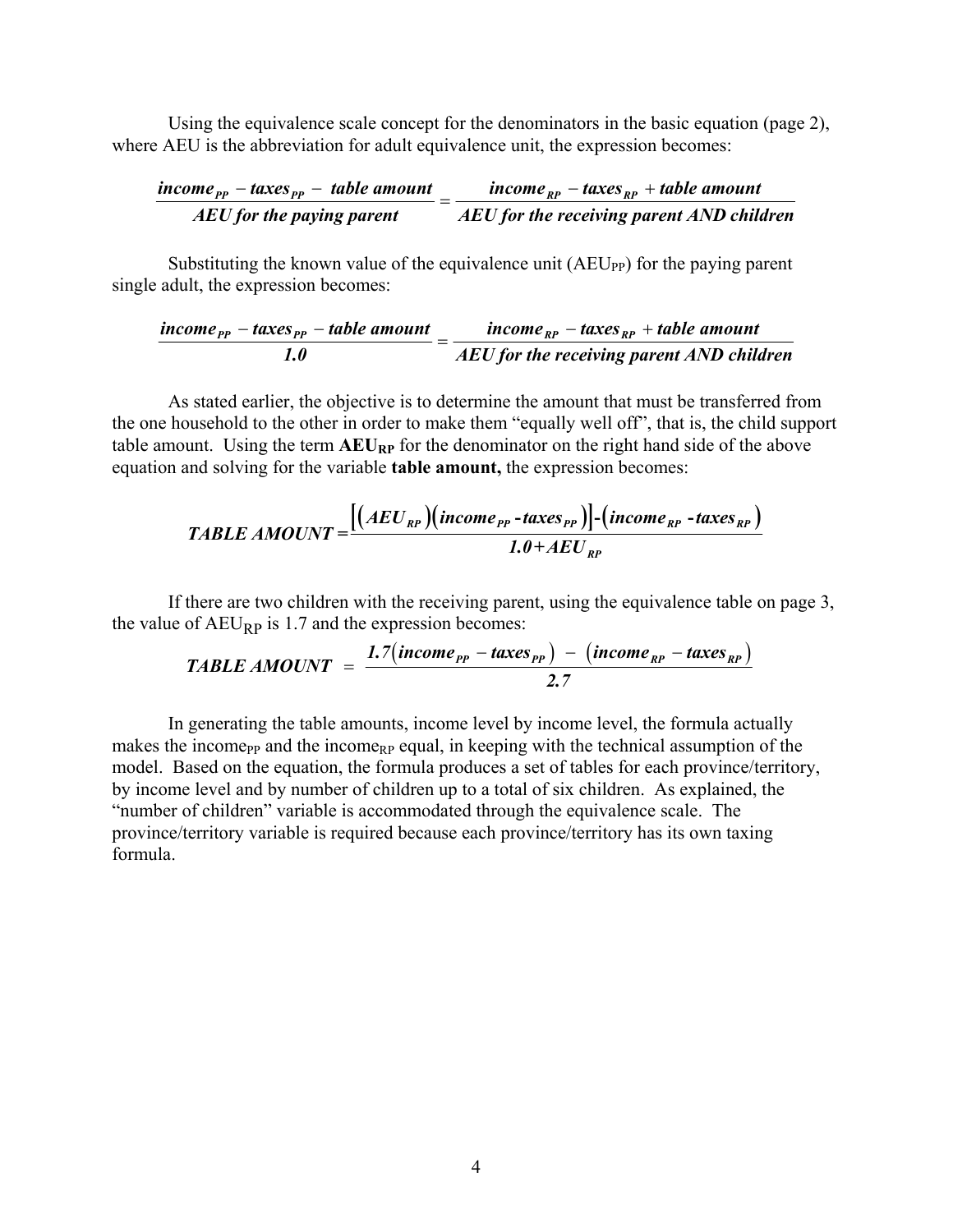Using the equivalence scale concept for the denominators in the basic equation (page 2), where AEU is the abbreviation for adult equivalence unit, the expression becomes:

$$\frac{\textbf{\textit{income}}_{PP} - \textbf{\textit{taxes}}_{PP} - \textbf{\textit{table amount}}}{\textbf{\textit{AEU for the paying parent}}} = \frac{\textbf{\textit{income}}_{RP} - \textbf{\textit{taxes}}_{RP} + \textbf{\textit{table amount}}}{\textbf{\textit{AEU for the receiving parent AND children}}}$$

Substituting the known value of the equivalence unit ($AEU_{PP}$) for the paying parent single adult, the expression becomes:

$$\frac{\textbf{\textit{income}}_{PP} - \textbf{\textit{taxes}}_{PP} - \textbf{\textit{table amount}}}{\textbf{\textit{1.0}}} = \frac{\textbf{\textit{income}}_{RP} - \textbf{\textit{taxes}}_{RP} + \textbf{\textit{table amount}}}{\textbf{\textit{AEU for the receiving parent AND children}}}$$

As stated earlier, the objective is to determine the amount that must be transferred from the one household to the other in order to make them "equally well off", that is, the child support table amount. Using the term $\mathbf{AEU_{RP}}$ for the denominator on the right hand side of the above equation and solving for the variable **table amount,** the expression becomes:

$$\textbf{\textit{TABLE AMOUNT}} = \frac{\left[\left(AEU_{RP}\right)\left(income_{PP} - taxes_{PP}\right)\right] - \left(income_{RP} - taxes_{RP}\right)}{1.0 + AEU_{RP}}$$

If there are two children with the receiving parent, using the equivalence table on page 3, the value of $AEU_{RP}$ is 1.7 and the expression becomes:

$$\textbf{\textit{TABLE AMOUNT}} = \frac{1.7\left(income_{PP} - taxes_{PP}\right) - \left(income_{RP} - taxes_{RP}\right)}{2.7}$$

In generating the table amounts, income level by income level, the formula actually makes the $income_{PP}$ and the $income_{RP}$ equal, in keeping with the technical assumption of the model. Based on the equation, the formula produces a set of tables for each province/territory, by income level and by number of children up to a total of six children. As explained, the "number of children" variable is accommodated through the equivalence scale. The province/territory variable is required because each province/territory has its own taxing formula.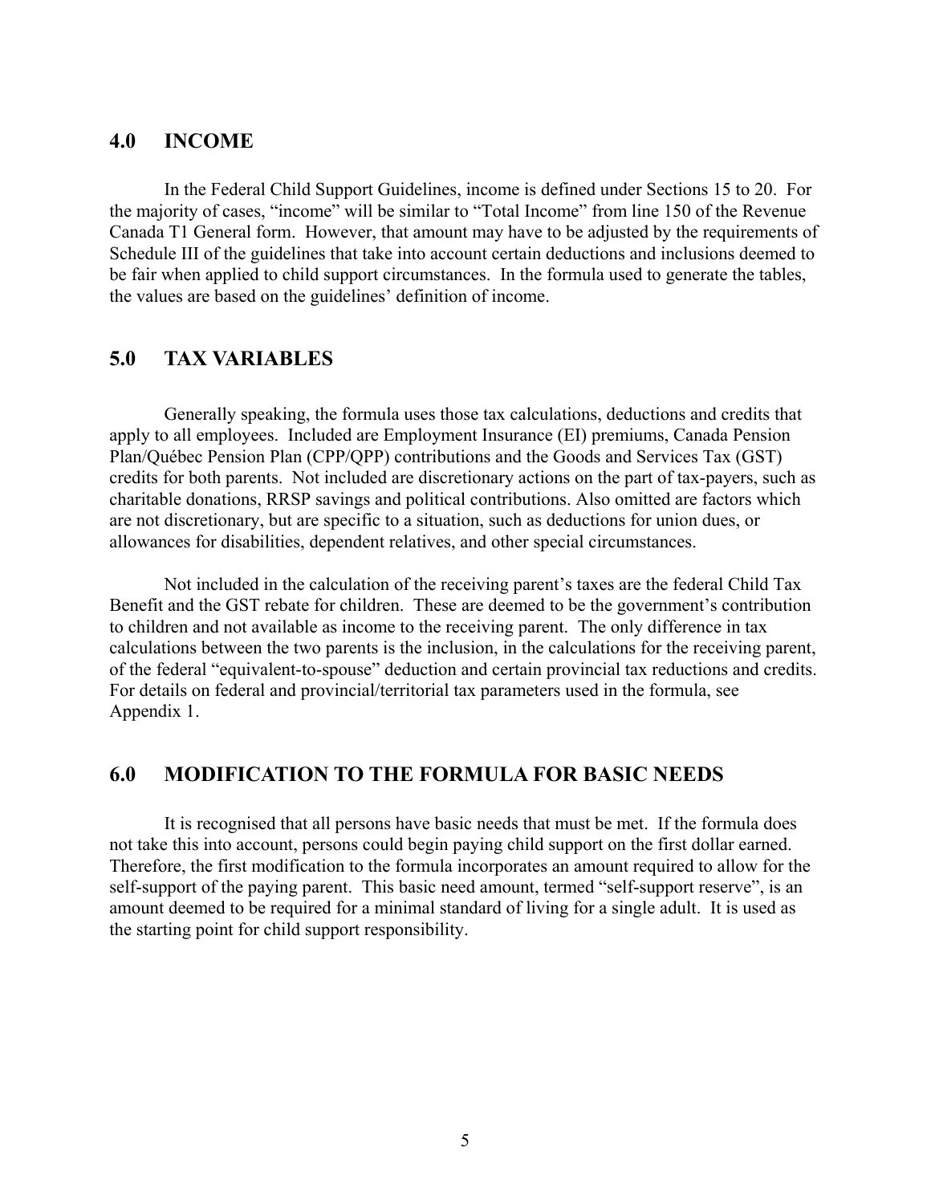## 4.0 INCOME

In the Federal Child Support Guidelines, income is defined under Sections 15 to 20. For the majority of cases, "income" will be similar to "Total Income" from line 150 of the Revenue Canada T1 General form. However, that amount may have to be adjusted by the requirements of Schedule III of the guidelines that take into account certain deductions and inclusions deemed to be fair when applied to child support circumstances. In the formula used to generate the tables, the values are based on the guidelines' definition of income.

## 5.0 TAX VARIABLES

Generally speaking, the formula uses those tax calculations, deductions and credits that apply to all employees. Included are Employment Insurance (EI) premiums, Canada Pension Plan/Québec Pension Plan (CPP/QPP) contributions and the Goods and Services Tax (GST) credits for both parents. Not included are discretionary actions on the part of tax-payers, such as charitable donations, RRSP savings and political contributions. Also omitted are factors which are not discretionary, but are specific to a situation, such as deductions for union dues, or allowances for disabilities, dependent relatives, and other special circumstances.

Not included in the calculation of the receiving parent's taxes are the federal Child Tax Benefit and the GST rebate for children. These are deemed to be the government's contribution to children and not available as income to the receiving parent. The only difference in tax calculations between the two parents is the inclusion, in the calculations for the receiving parent, of the federal "equivalent-to-spouse" deduction and certain provincial tax reductions and credits. For details on federal and provincial/territorial tax parameters used in the formula, see Appendix 1.

## 6.0 MODIFICATION TO THE FORMULA FOR BASIC NEEDS

It is recognised that all persons have basic needs that must be met. If the formula does not take this into account, persons could begin paying child support on the first dollar earned. Therefore, the first modification to the formula incorporates an amount required to allow for the self-support of the paying parent. This basic need amount, termed "self-support reserve", is an amount deemed to be required for a minimal standard of living for a single adult. It is used as the starting point for child support responsibility.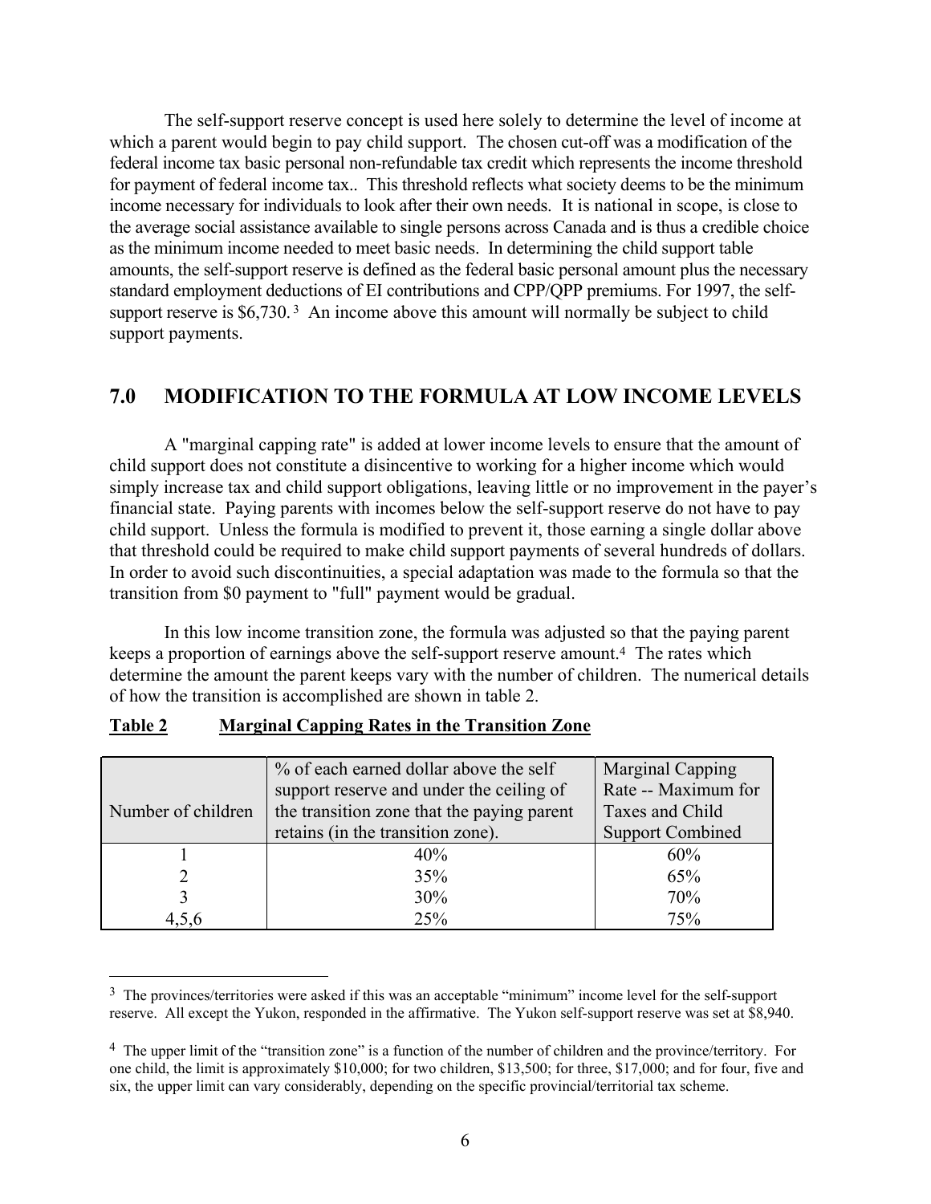The self-support reserve concept is used here solely to determine the level of income at which a parent would begin to pay child support. The chosen cut-off was a modification of the federal income tax basic personal non-refundable tax credit which represents the income threshold for payment of federal income tax.. This threshold reflects what society deems to be the minimum income necessary for individuals to look after their own needs. It is national in scope, is close to the average social assistance available to single persons across Canada and is thus a credible choice as the minimum income needed to meet basic needs. In determining the child support table amounts, the self-support reserve is defined as the federal basic personal amount plus the necessary standard employment deductions of EI contributions and CPP/QPP premiums. For 1997, the self-support reserve is $6,730.[3] An income above this amount will normally be subject to child support payments.

## 7.0 MODIFICATION TO THE FORMULA AT LOW INCOME LEVELS

A "marginal capping rate" is added at lower income levels to ensure that the amount of child support does not constitute a disincentive to working for a higher income which would simply increase tax and child support obligations, leaving little or no improvement in the payer's financial state. Paying parents with incomes below the self-support reserve do not have to pay child support. Unless the formula is modified to prevent it, those earning a single dollar above that threshold could be required to make child support payments of several hundreds of dollars. In order to avoid such discontinuities, a special adaptation was made to the formula so that the transition from $0 payment to "full" payment would be gradual.

In this low income transition zone, the formula was adjusted so that the paying parent keeps a proportion of earnings above the self-support reserve amount.[4] The rates which determine the amount the parent keeps vary with the number of children. The numerical details of how the transition is accomplished are shown in table 2.

**Table 2 Marginal Capping Rates in the Transition Zone**

| Number of children | % of each earned dollar above the self support reserve and under the ceiling of the transition zone that the paying parent retains (in the transition zone). | Marginal Capping Rate -- Maximum for Taxes and Child Support Combined |
|---|---|---|
| 1 | 40% | 60% |
| 2 | 35% | 65% |
| 3 | 30% | 70% |
| 4,5,6 | 25% | 75% |

[3] The provinces/territories were asked if this was an acceptable "minimum" income level for the self-support reserve. All except the Yukon, responded in the affirmative. The Yukon self-support reserve was set at $8,940.

[4] The upper limit of the "transition zone" is a function of the number of children and the province/territory. For one child, the limit is approximately $10,000; for two children, $13,500; for three, $17,000; and for four, five and six, the upper limit can vary considerably, depending on the specific provincial/territorial tax scheme.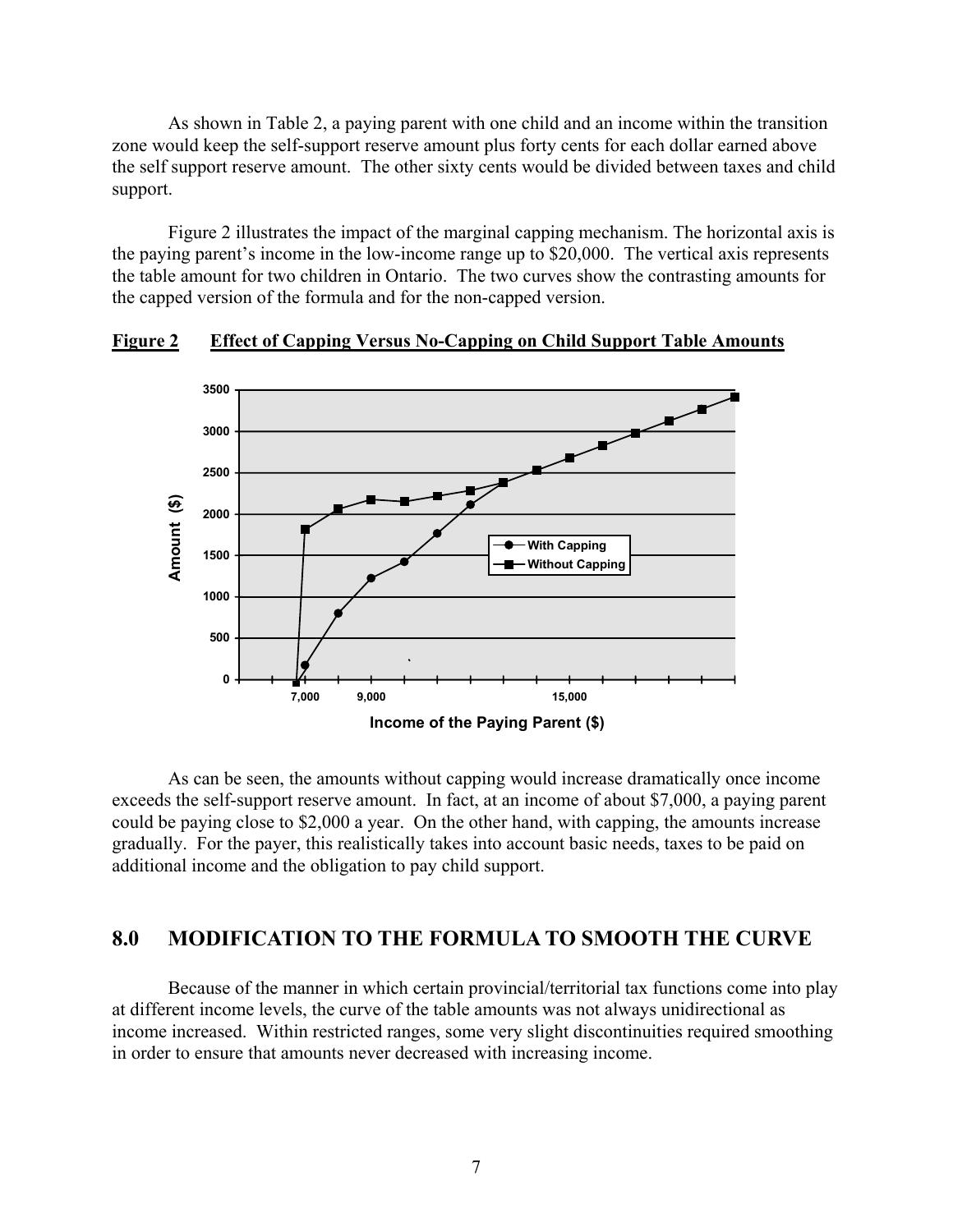As shown in Table 2, a paying parent with one child and an income within the transition zone would keep the self-support reserve amount plus forty cents for each dollar earned above the self support reserve amount. The other sixty cents would be divided between taxes and child support.

Figure 2 illustrates the impact of the marginal capping mechanism. The horizontal axis is the paying parent's income in the low-income range up to $20,000. The vertical axis represents the table amount for two children in Ontario. The two curves show the contrasting amounts for the capped version of the formula and for the non-capped version.

**Figure 2 Effect of Capping Versus No-Capping on Child Support Table Amounts**

As can be seen, the amounts without capping would increase dramatically once income exceeds the self-support reserve amount. In fact, at an income of about $7,000, a paying parent could be paying close to $2,000 a year. On the other hand, with capping, the amounts increase gradually. For the payer, this realistically takes into account basic needs, taxes to be paid on additional income and the obligation to pay child support.

## 8.0 MODIFICATION TO THE FORMULA TO SMOOTH THE CURVE

Because of the manner in which certain provincial/territorial tax functions come into play at different income levels, the curve of the table amounts was not always unidirectional as income increased. Within restricted ranges, some very slight discontinuities required smoothing in order to ensure that amounts never decreased with increasing income.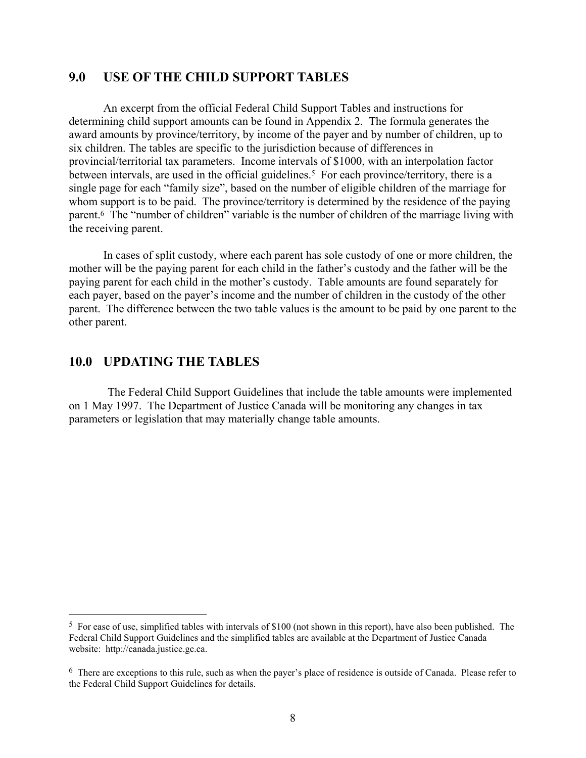## 9.0 USE OF THE CHILD SUPPORT TABLES

An excerpt from the official Federal Child Support Tables and instructions for determining child support amounts can be found in Appendix 2. The formula generates the award amounts by province/territory, by income of the payer and by number of children, up to six children. The tables are specific to the jurisdiction because of differences in provincial/territorial tax parameters. Income intervals of $1000, with an interpolation factor between intervals, are used in the official guidelines.[5] For each province/territory, there is a single page for each "family size", based on the number of eligible children of the marriage for whom support is to be paid. The province/territory is determined by the residence of the paying parent.[6] The "number of children" variable is the number of children of the marriage living with the receiving parent.

In cases of split custody, where each parent has sole custody of one or more children, the mother will be the paying parent for each child in the father's custody and the father will be the paying parent for each child in the mother's custody. Table amounts are found separately for each payer, based on the payer's income and the number of children in the custody of the other parent. The difference between the two table values is the amount to be paid by one parent to the other parent.

## 10.0 UPDATING THE TABLES

The Federal Child Support Guidelines that include the table amounts were implemented on 1 May 1997. The Department of Justice Canada will be monitoring any changes in tax parameters or legislation that may materially change table amounts.

---

[5] For ease of use, simplified tables with intervals of $100 (not shown in this report), have also been published. The Federal Child Support Guidelines and the simplified tables are available at the Department of Justice Canada website: http://canada.justice.gc.ca.

[6] There are exceptions to this rule, such as when the payer's place of residence is outside of Canada. Please refer to the Federal Child Support Guidelines for details.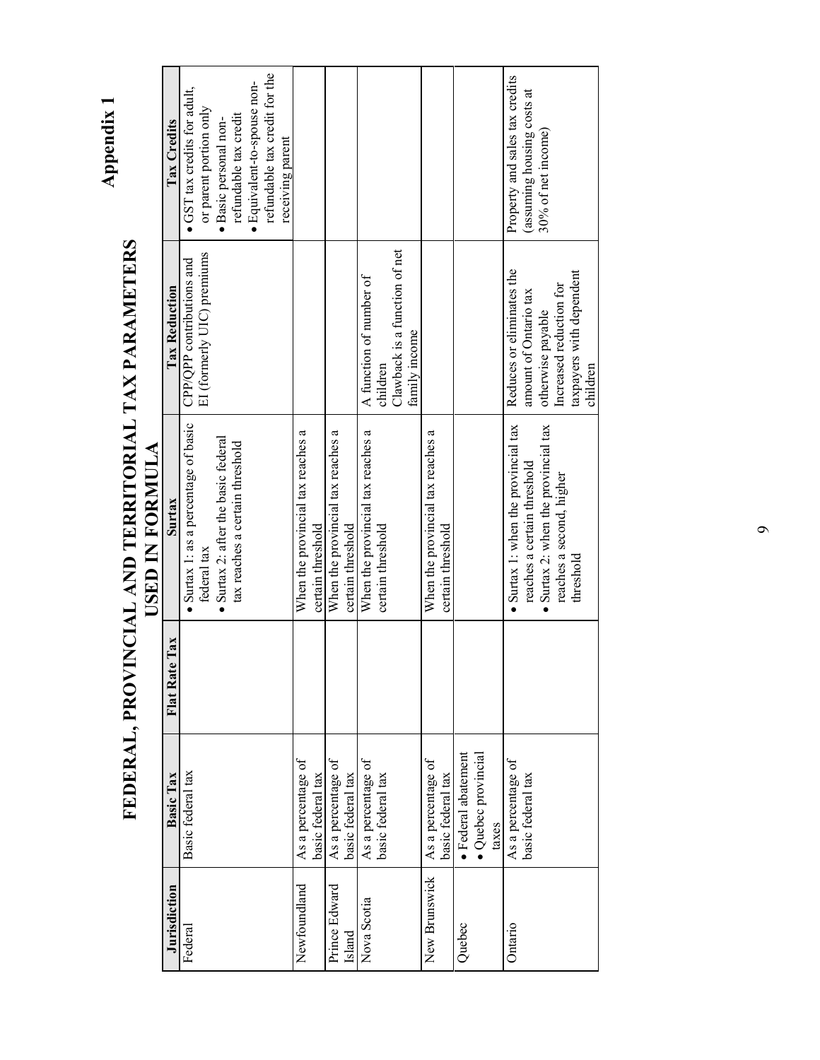# Appendix 1

## FEDERAL, PROVINCIAL AND TERRITORIAL TAX PARAMETERS USED IN FORMULA

| Jurisdiction | Basic Tax | Flat Rate Tax | Surtax | Tax Reduction | Tax Credits |
|---|---|---|---|---|---|
| Federal | Basic federal tax | | • Surtax 1: as a percentage of basic federal tax<br>• Surtax 2: after the basic federal tax reaches a certain threshold | CPP/QPP contributions and EI (formerly UIC) premiums | • GST tax credits for adult, or parent portion only<br>• Basic personal non-refundable tax credit<br>• Equivalent-to-spouse non-refundable tax credit for the receiving parent |
| Newfoundland | As a percentage of basic federal tax | | When the provincial tax reaches a certain threshold | | |
| Prince Edward Island | As a percentage of basic federal tax | | When the provincial tax reaches a certain threshold | | |
| Nova Scotia | As a percentage of basic federal tax | | When the provincial tax reaches a certain threshold | A function of number of children<br>Clawback is a function of net family income | |
| New Brunswick | As a percentage of basic federal tax | | When the provincial tax reaches a certain threshold | | |
| Quebec | • Federal abatement<br>• Quebec provincial taxes | | | | |
| Ontario | As a percentage of basic federal tax | | • Surtax 1: when the provincial tax reaches a certain threshold<br>• Surtax 2: when the provincial tax reaches a second, higher threshold | Reduces or eliminates the amount of Ontario tax otherwise payable<br>Increased reduction for taxpayers with dependent children | Property and sales tax credits (assuming housing costs at 30% of net income) |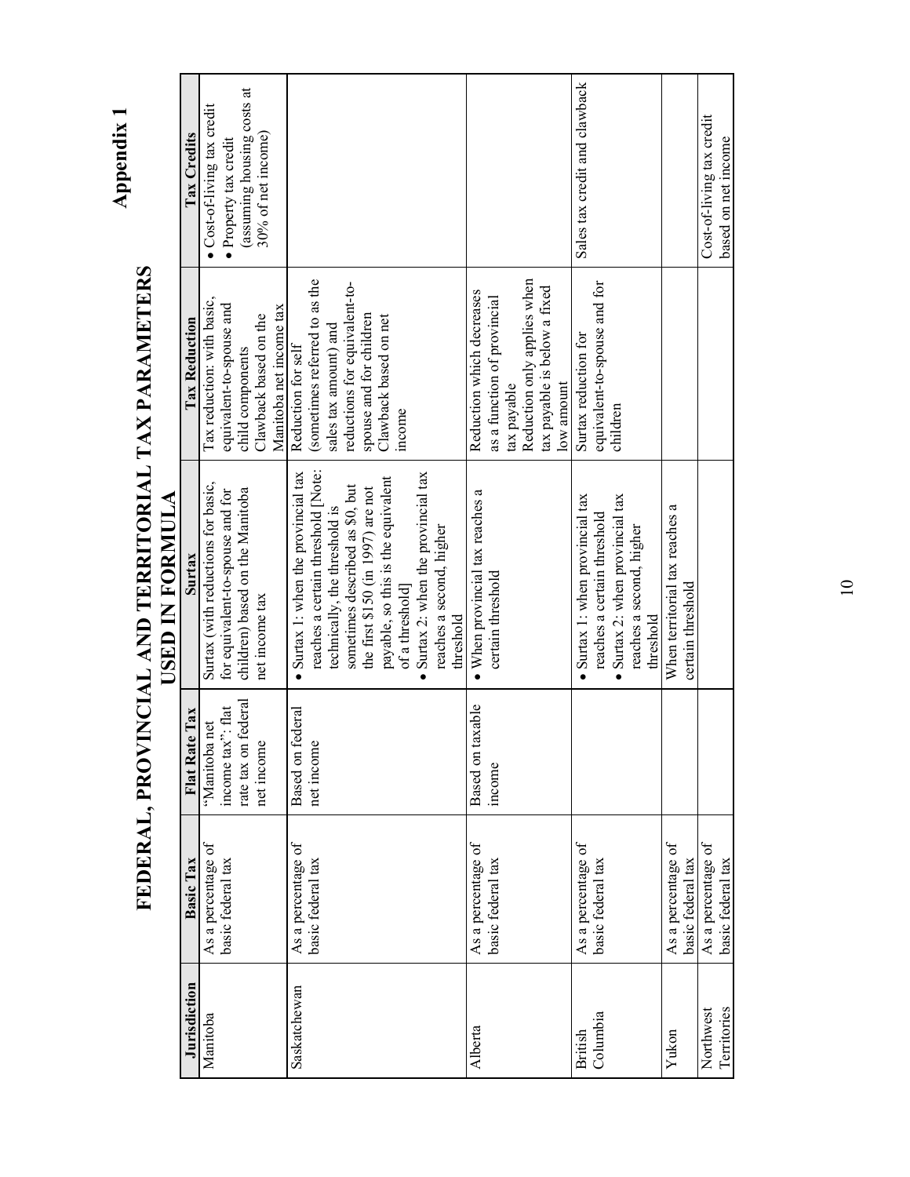# Appendix 1

## FEDERAL, PROVINCIAL AND TERRITORIAL TAX PARAMETERS USED IN FORMULA

| Jurisdiction | Basic Tax | Flat Rate Tax | Surtax | Tax Reduction | Tax Credits |
|---|---|---|---|---|---|
| Manitoba | As a percentage of basic federal tax | "Manitoba net income tax": flat rate tax on federal net income | Surtax (with reductions for basic, for equivalent-to-spouse and for children) based on the Manitoba net income tax | Tax reduction: with basic, equivalent-to-spouse and child components<br>Clawback based on the Manitoba net income tax | • Cost-of-living tax credit<br>• Property tax credit (assuming housing costs at 30% of net income) |
| Saskatchewan | As a percentage of basic federal tax | Based on federal net income | • Surtax 1: when the provincial tax reaches a certain threshold [Note: technically, the threshold is sometimes described as $0, but the first $150 (in 1997) are not payable, so this is the equivalent of a threshold]<br>• Surtax 2: when the provincial tax reaches a second, higher threshold | Reduction for self (sometimes referred to as the sales tax amount) and reductions for equivalent-to-spouse and for children<br>Clawback based on net income | |
| Alberta | As a percentage of basic federal tax | Based on taxable income | • When provincial tax reaches a certain threshold | Reduction which decreases as a function of provincial tax payable<br>Reduction only applies when tax payable is below a fixed low amount | |
| British Columbia | As a percentage of basic federal tax | | • Surtax 1: when provincial tax reaches a certain threshold<br>• Surtax 2: when provincial tax reaches a second, higher threshold | Surtax reduction for equivalent-to-spouse and for children | Sales tax credit and clawback |
| Yukon | As a percentage of basic federal tax | | When territorial tax reaches a certain threshold | | |
| Northwest Territories | As a percentage of basic federal tax | | | | Cost-of-living tax credit based on net income |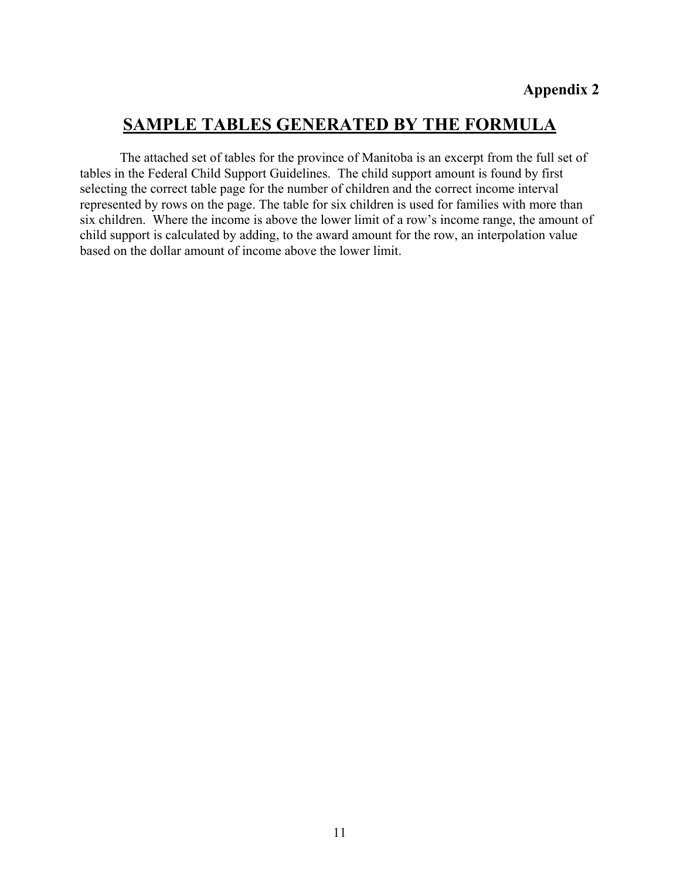**Appendix 2**

# SAMPLE TABLES GENERATED BY THE FORMULA

The attached set of tables for the province of Manitoba is an excerpt from the full set of tables in the Federal Child Support Guidelines. The child support amount is found by first selecting the correct table page for the number of children and the correct income interval represented by rows on the page. The table for six children is used for families with more than six children. Where the income is above the lower limit of a row's income range, the amount of child support is calculated by adding, to the award amount for the row, an interpolation value based on the dollar amount of income above the lower limit.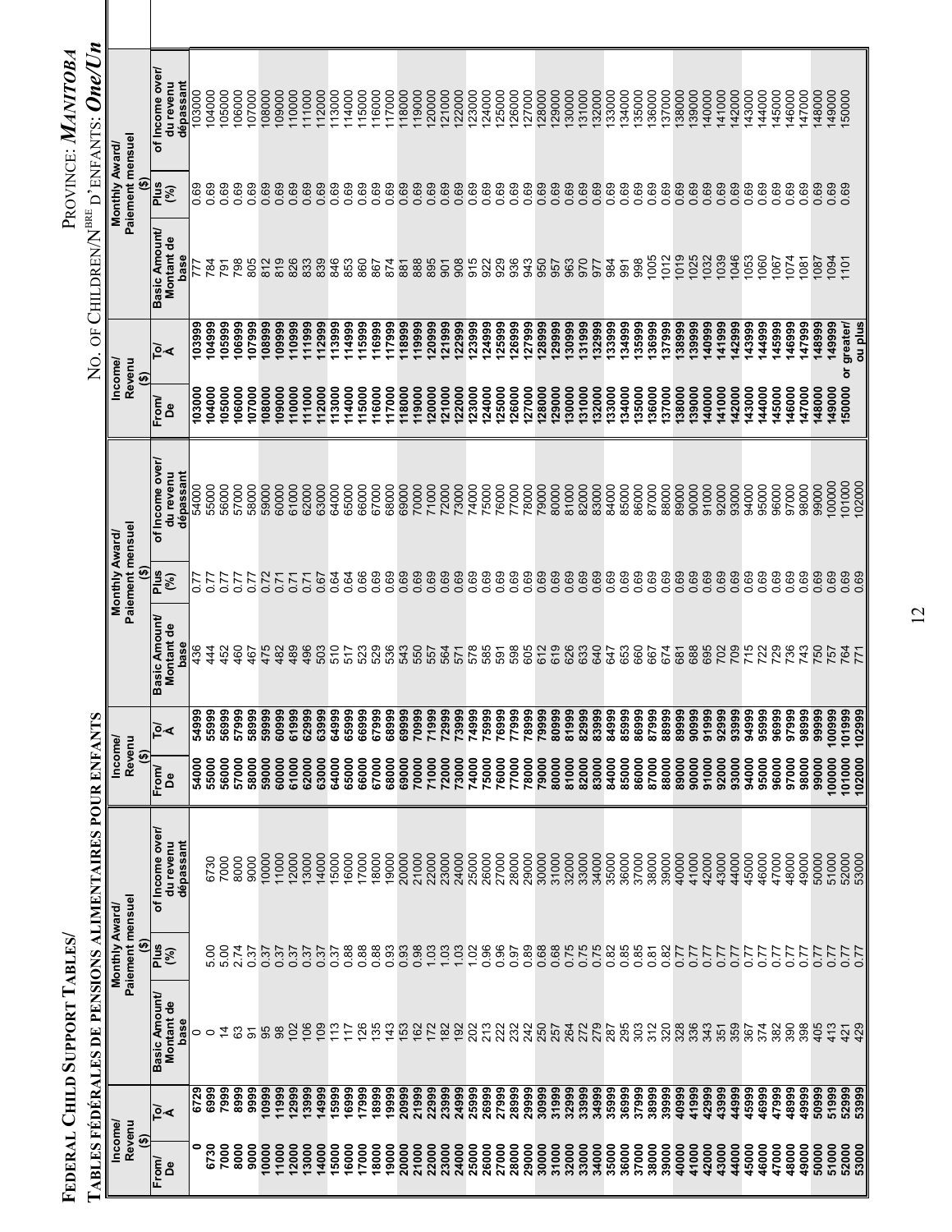# Federal Child Support Tables/ Tables fédérales de pensions alimentaires pour enfants

## Province: Manitoba — No. of Children/N^bre d'enfants: One/Un

| Income/Revenu ($) From/De | To/À | Basic Amount/Montant de base | Plus (%) | of Income over/du revenu dépassant |
|---|---|---|---|---|
| 0 | 6729 | 0 | | |
| 6730 | 6999 | 0 | 5.00 | 6730 |
| 7000 | 7999 | 14 | 5.00 | 7000 |
| 8000 | 8999 | 63 | 2.74 | 8000 |
| 9000 | 9999 | 91 | 0.37 | 9000 |
| 10000 | 10999 | 95 | 0.37 | 10000 |
| 11000 | 11999 | 98 | 0.37 | 11000 |
| 12000 | 12999 | 102 | 0.37 | 12000 |
| 13000 | 13999 | 106 | 0.37 | 13000 |
| 14000 | 14999 | 109 | 0.37 | 14000 |
| 15000 | 15999 | 113 | 0.37 | 15000 |
| 16000 | 16999 | 117 | 0.88 | 16000 |
| 17000 | 17999 | 126 | 0.88 | 17000 |
| 18000 | 18999 | 135 | 0.88 | 18000 |
| 19000 | 19999 | 143 | 0.93 | 19000 |
| 20000 | 20999 | 153 | 0.93 | 20000 |
| 21000 | 21999 | 162 | 0.98 | 21000 |
| 22000 | 22999 | 172 | 1.03 | 22000 |
| 23000 | 23999 | 182 | 1.03 | 23000 |
| 24000 | 24999 | 192 | 1.03 | 24000 |
| 25000 | 25999 | 202 | 1.02 | 25000 |
| 26000 | 26999 | 213 | 0.96 | 26000 |
| 27000 | 27999 | 222 | 0.96 | 27000 |
| 28000 | 28999 | 232 | 0.97 | 28000 |
| 29000 | 29999 | 242 | 0.89 | 29000 |
| 30000 | 30999 | 250 | 0.68 | 30000 |
| 31000 | 31999 | 257 | 0.68 | 31000 |
| 32000 | 32999 | 264 | 0.75 | 32000 |
| 33000 | 33999 | 272 | 0.75 | 33000 |
| 34000 | 34999 | 279 | 0.75 | 34000 |
| 35000 | 35999 | 287 | 0.82 | 35000 |
| 36000 | 36999 | 295 | 0.85 | 36000 |
| 37000 | 37999 | 303 | 0.85 | 37000 |
| 38000 | 38999 | 312 | 0.81 | 38000 |
| 39000 | 39999 | 320 | 0.82 | 39000 |
| 40000 | 40999 | 328 | 0.77 | 40000 |
| 41000 | 41999 | 336 | 0.77 | 41000 |
| 42000 | 42999 | 343 | 0.77 | 42000 |
| 43000 | 43999 | 351 | 0.77 | 43000 |
| 44000 | 44999 | 359 | 0.77 | 44000 |
| 45000 | 45999 | 367 | 0.77 | 45000 |
| 46000 | 46999 | 374 | 0.77 | 46000 |
| 47000 | 47999 | 382 | 0.77 | 47000 |
| 48000 | 48999 | 390 | 0.77 | 48000 |
| 49000 | 49999 | 398 | 0.77 | 49000 |
| 50000 | 50999 | 405 | 0.77 | 50000 |
| 51000 | 51999 | 413 | 0.77 | 51000 |
| 52000 | 52999 | 421 | 0.77 | 52000 |
| 53000 | 53999 | 429 | 0.77 | 53000 |
| 54000 | 54999 | 436 | 0.77 | 54000 |
| 55000 | 55999 | 444 | 0.77 | 55000 |
| 56000 | 56999 | 452 | 0.77 | 56000 |
| 57000 | 57999 | 460 | 0.77 | 57000 |
| 58000 | 58999 | 467 | 0.77 | 58000 |
| 59000 | 59999 | 475 | 0.72 | 59000 |
| 60000 | 60999 | 482 | 0.71 | 60000 |
| 61000 | 61999 | 489 | 0.71 | 61000 |
| 62000 | 62999 | 496 | 0.71 | 62000 |
| 63000 | 63999 | 503 | 0.67 | 63000 |
| 64000 | 64999 | 510 | 0.64 | 64000 |
| 65000 | 65999 | 517 | 0.64 | 65000 |
| 66000 | 66999 | 523 | 0.66 | 66000 |
| 67000 | 67999 | 529 | 0.69 | 67000 |
| 68000 | 68999 | 536 | 0.69 | 68000 |
| 69000 | 69999 | 543 | 0.69 | 69000 |
| 70000 | 70999 | 550 | 0.69 | 70000 |
| 71000 | 71999 | 557 | 0.69 | 71000 |
| 72000 | 72999 | 564 | 0.69 | 72000 |
| 73000 | 73999 | 571 | 0.69 | 73000 |
| 74000 | 74999 | 578 | 0.69 | 74000 |
| 75000 | 75999 | 585 | 0.69 | 75000 |
| 76000 | 76999 | 591 | 0.69 | 76000 |
| 77000 | 77999 | 598 | 0.69 | 77000 |
| 78000 | 78999 | 605 | 0.69 | 78000 |
| 79000 | 79999 | 612 | 0.69 | 79000 |
| 80000 | 80999 | 619 | 0.69 | 80000 |
| 81000 | 81999 | 626 | 0.69 | 81000 |
| 82000 | 82999 | 633 | 0.69 | 82000 |
| 83000 | 83999 | 640 | 0.69 | 83000 |
| 84000 | 84999 | 647 | 0.69 | 84000 |
| 85000 | 85999 | 653 | 0.69 | 85000 |
| 86000 | 86999 | 660 | 0.69 | 86000 |
| 87000 | 87999 | 667 | 0.69 | 87000 |
| 88000 | 88999 | 674 | 0.69 | 88000 |
| 89000 | 89999 | 681 | 0.69 | 89000 |
| 90000 | 90999 | 688 | 0.69 | 90000 |
| 91000 | 91999 | 695 | 0.69 | 91000 |
| 92000 | 92999 | 702 | 0.69 | 92000 |
| 93000 | 93999 | 709 | 0.69 | 93000 |
| 94000 | 94999 | 715 | 0.69 | 94000 |
| 95000 | 95999 | 722 | 0.69 | 95000 |
| 96000 | 96999 | 729 | 0.69 | 96000 |
| 97000 | 97999 | 736 | 0.69 | 97000 |
| 98000 | 98999 | 743 | 0.69 | 98000 |
| 99000 | 99999 | 750 | 0.69 | 99000 |
| 100000 | 100999 | 757 | 0.69 | 100000 |
| 101000 | 101999 | 764 | 0.69 | 101000 |
| 102000 | 102999 | 771 | 0.69 | 102000 |
| 103000 | 103999 | 777 | 0.69 | 103000 |
| 104000 | 104999 | 784 | 0.69 | 104000 |
| 105000 | 105999 | 791 | 0.69 | 105000 |
| 106000 | 106999 | 798 | 0.69 | 106000 |
| 107000 | 107999 | 805 | 0.69 | 107000 |
| 108000 | 108999 | 812 | 0.69 | 108000 |
| 109000 | 109999 | 819 | 0.69 | 109000 |
| 110000 | 110999 | 826 | 0.69 | 110000 |
| 111000 | 111999 | 833 | 0.69 | 111000 |
| 112000 | 112999 | 839 | 0.69 | 112000 |
| 113000 | 113999 | 846 | 0.69 | 113000 |
| 114000 | 114999 | 853 | 0.69 | 114000 |
| 115000 | 115999 | 860 | 0.69 | 115000 |
| 116000 | 116999 | 867 | 0.69 | 116000 |
| 117000 | 117999 | 874 | 0.69 | 117000 |
| 118000 | 118999 | 881 | 0.69 | 118000 |
| 119000 | 119999 | 888 | 0.69 | 119000 |
| 120000 | 120999 | 895 | 0.69 | 120000 |
| 121000 | 121999 | 901 | 0.69 | 121000 |
| 122000 | 122999 | 908 | 0.69 | 122000 |
| 123000 | 123999 | 915 | 0.69 | 123000 |
| 124000 | 124999 | 922 | 0.69 | 124000 |
| 125000 | 125999 | 929 | 0.69 | 125000 |
| 126000 | 126999 | 936 | 0.69 | 126000 |
| 127000 | 127999 | 943 | 0.69 | 127000 |
| 128000 | 128999 | 950 | 0.69 | 128000 |
| 129000 | 129999 | 957 | 0.69 | 129000 |
| 130000 | 130999 | 963 | 0.69 | 130000 |
| 131000 | 131999 | 970 | 0.69 | 131000 |
| 132000 | 132999 | 977 | 0.69 | 132000 |
| 133000 | 133999 | 984 | 0.69 | 133000 |
| 134000 | 134999 | 991 | 0.69 | 134000 |
| 135000 | 135999 | 998 | 0.69 | 135000 |
| 136000 | 136999 | 1005 | 0.69 | 136000 |
| 137000 | 137999 | 1012 | 0.69 | 137000 |
| 138000 | 138999 | 1019 | 0.69 | 138000 |
| 139000 | 139999 | 1025 | 0.69 | 139000 |
| 140000 | 140999 | 1032 | 0.69 | 140000 |
| 141000 | 141999 | 1039 | 0.69 | 141000 |
| 142000 | 142999 | 1046 | 0.69 | 142000 |
| 143000 | 143999 | 1053 | 0.69 | 143000 |
| 144000 | 144999 | 1060 | 0.69 | 144000 |
| 145000 | 145999 | 1067 | 0.69 | 145000 |
| 146000 | 146999 | 1074 | 0.69 | 146000 |
| 147000 | 147999 | 1081 | 0.69 | 147000 |
| 148000 | 148999 | 1087 | 0.69 | 148000 |
| 149000 | 149999 | 1094 | 0.69 | 149000 |
| 150000 | or greater/ou plus | 1101 | 0.69 | 150000 |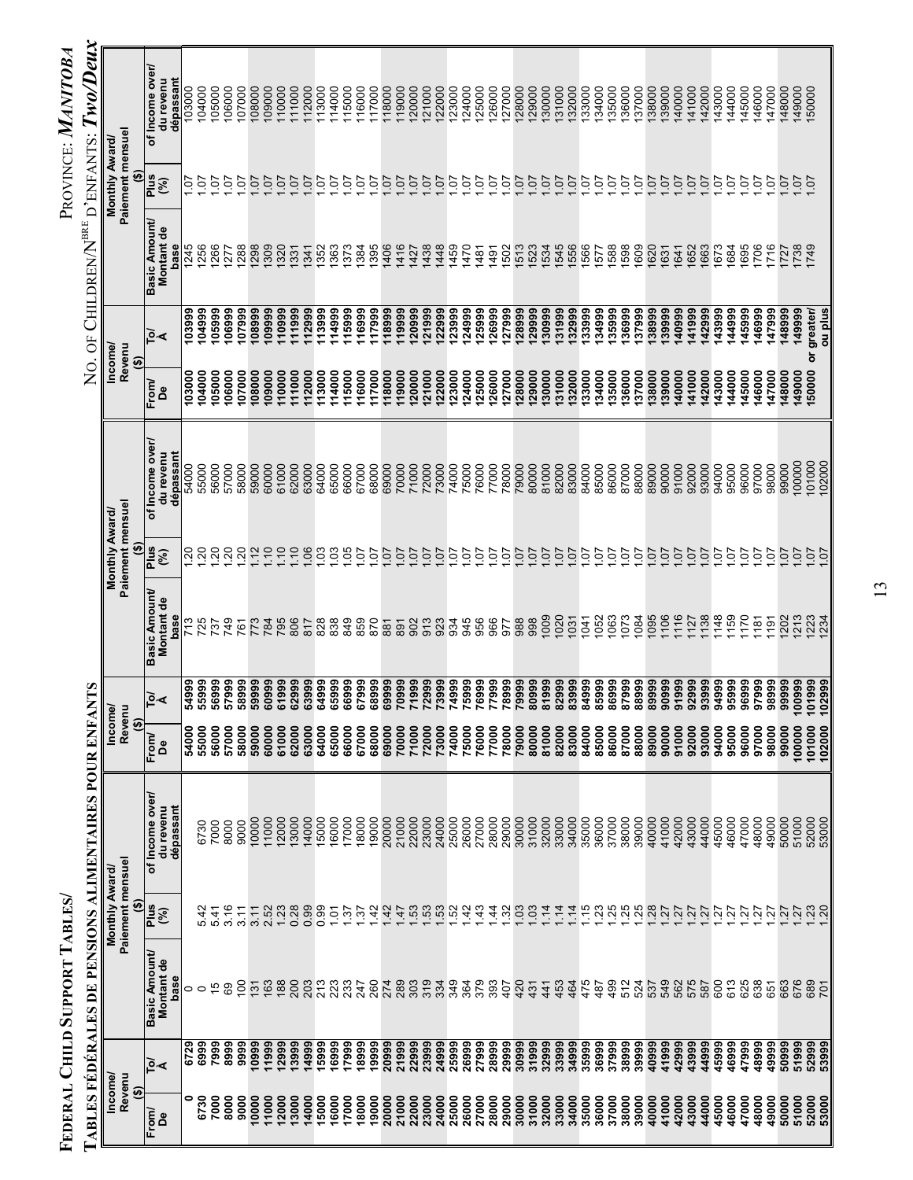# Federal Child Support Tables/ Tables fédérales de pensions alimentaires pour enfants

Province: *Manitoba*

No. of Children/Nbre d'enfants: ***Two/Deux***

| Income/Revenu ($) From/De | To/À | Monthly Award/Paiement mensuel ($) Basic Amount/Montant de base | Plus (%) | of Income over/du revenu dépassant |
|---|---|---|---|---|
| 0 | 6729 | 0 | | |
| 6730 | 6999 | 0 | 5.42 | 6730 |
| 7000 | 7999 | 15 | 5.41 | 7000 |
| 8000 | 8999 | 69 | 3.16 | 8000 |
| 9000 | 9999 | 100 | 3.11 | 9000 |
| 10000 | 10999 | 131 | 3.11 | 10000 |
| 11000 | 11999 | 163 | 2.52 | 11000 |
| 12000 | 12999 | 188 | 1.23 | 12000 |
| 13000 | 13999 | 200 | 0.28 | 13000 |
| 14000 | 14999 | 203 | 0.99 | 14000 |
| 15000 | 15999 | 213 | 0.99 | 15000 |
| 16000 | 16999 | 223 | 1.01 | 16000 |
| 17000 | 17999 | 233 | 1.37 | 17000 |
| 18000 | 18999 | 247 | 1.37 | 18000 |
| 19000 | 19999 | 260 | 1.42 | 19000 |
| 20000 | 20999 | 274 | 1.42 | 20000 |
| 21000 | 21999 | 289 | 1.47 | 21000 |
| 22000 | 22999 | 303 | 1.53 | 22000 |
| 23000 | 23999 | 319 | 1.53 | 23000 |
| 24000 | 24999 | 334 | 1.53 | 24000 |
| 25000 | 25999 | 349 | 1.52 | 25000 |
| 26000 | 26999 | 364 | 1.42 | 26000 |
| 27000 | 27999 | 379 | 1.43 | 27000 |
| 28000 | 28999 | 393 | 1.44 | 28000 |
| 29000 | 29999 | 407 | 1.32 | 29000 |
| 30000 | 30999 | 420 | 1.03 | 30000 |
| 31000 | 31999 | 431 | 1.03 | 31000 |
| 32000 | 32999 | 441 | 1.14 | 32000 |
| 33000 | 33999 | 453 | 1.14 | 33000 |
| 34000 | 34999 | 464 | 1.14 | 34000 |
| 35000 | 35999 | 475 | 1.15 | 35000 |
| 36000 | 36999 | 487 | 1.23 | 36000 |
| 37000 | 37999 | 499 | 1.25 | 37000 |
| 38000 | 38999 | 512 | 1.25 | 38000 |
| 39000 | 39999 | 524 | 1.25 | 39000 |
| 40000 | 40999 | 537 | 1.28 | 40000 |
| 41000 | 41999 | 549 | 1.27 | 41000 |
| 42000 | 42999 | 562 | 1.27 | 42000 |
| 43000 | 43999 | 575 | 1.27 | 43000 |
| 44000 | 44999 | 587 | 1.27 | 44000 |
| 45000 | 45999 | 600 | 1.27 | 45000 |
| 46000 | 46999 | 613 | 1.27 | 46000 |
| 47000 | 47999 | 625 | 1.27 | 47000 |
| 48000 | 48999 | 638 | 1.27 | 48000 |
| 49000 | 49999 | 651 | 1.27 | 49000 |
| 50000 | 50999 | 663 | 1.27 | 50000 |
| 51000 | 51999 | 676 | 1.27 | 51000 |
| 52000 | 52999 | 689 | 1.23 | 52000 |
| 53000 | 53999 | 701 | 1.20 | 53000 |
| 54000 | 54999 | 713 | 1.20 | 54000 |
| 55000 | 55999 | 725 | 1.20 | 55000 |
| 56000 | 56999 | 737 | 1.20 | 56000 |
| 57000 | 57999 | 749 | 1.20 | 57000 |
| 58000 | 58999 | 761 | 1.20 | 58000 |
| 59000 | 59999 | 773 | 1.12 | 59000 |
| 60000 | 60999 | 784 | 1.10 | 60000 |
| 61000 | 61999 | 795 | 1.10 | 61000 |
| 62000 | 62999 | 806 | 1.10 | 62000 |
| 63000 | 63999 | 817 | 1.06 | 63000 |
| 64000 | 64999 | 828 | 1.03 | 64000 |
| 65000 | 65999 | 838 | 1.03 | 65000 |
| 66000 | 66999 | 849 | 1.05 | 66000 |
| 67000 | 67999 | 859 | 1.07 | 67000 |
| 68000 | 68999 | 870 | 1.07 | 68000 |
| 69000 | 69999 | 881 | 1.07 | 69000 |
| 70000 | 70999 | 891 | 1.07 | 70000 |
| 71000 | 71999 | 902 | 1.07 | 71000 |
| 72000 | 72999 | 913 | 1.07 | 72000 |
| 73000 | 73999 | 923 | 1.07 | 73000 |
| 74000 | 74999 | 934 | 1.07 | 74000 |
| 75000 | 75999 | 945 | 1.07 | 75000 |
| 76000 | 76999 | 956 | 1.07 | 76000 |
| 77000 | 77999 | 966 | 1.07 | 77000 |
| 78000 | 78999 | 977 | 1.07 | 78000 |
| 79000 | 79999 | 988 | 1.07 | 79000 |
| 80000 | 80999 | 998 | 1.07 | 80000 |
| 81000 | 81999 | 1009 | 1.07 | 81000 |
| 82000 | 82999 | 1020 | 1.07 | 82000 |
| 83000 | 83999 | 1031 | 1.07 | 83000 |
| 84000 | 84999 | 1041 | 1.07 | 84000 |
| 85000 | 85999 | 1052 | 1.07 | 85000 |
| 86000 | 86999 | 1063 | 1.07 | 86000 |
| 87000 | 87999 | 1073 | 1.07 | 87000 |
| 88000 | 88999 | 1084 | 1.07 | 88000 |
| 89000 | 89999 | 1095 | 1.07 | 89000 |
| 90000 | 90999 | 1106 | 1.07 | 90000 |
| 91000 | 91999 | 1116 | 1.07 | 91000 |
| 92000 | 92999 | 1127 | 1.07 | 92000 |
| 93000 | 93999 | 1138 | 1.07 | 93000 |
| 94000 | 94999 | 1148 | 1.07 | 94000 |
| 95000 | 95999 | 1159 | 1.07 | 95000 |
| 96000 | 96999 | 1170 | 1.07 | 96000 |
| 97000 | 97999 | 1181 | 1.07 | 97000 |
| 98000 | 98999 | 1191 | 1.07 | 98000 |
| 99000 | 99999 | 1202 | 1.07 | 99000 |
| 100000 | 100999 | 1213 | 1.07 | 100000 |
| 101000 | 101999 | 1223 | 1.07 | 101000 |
| 102000 | 102999 | 1234 | 1.07 | 102000 |
| 103000 | 103999 | 1245 | 1.07 | 103000 |
| 104000 | 104999 | 1256 | 1.07 | 104000 |
| 105000 | 105999 | 1266 | 1.07 | 105000 |
| 106000 | 106999 | 1277 | 1.07 | 106000 |
| 107000 | 107999 | 1288 | 1.07 | 107000 |
| 108000 | 108999 | 1298 | 1.07 | 108000 |
| 109000 | 109999 | 1309 | 1.07 | 109000 |
| 110000 | 110999 | 1320 | 1.07 | 110000 |
| 111000 | 111999 | 1331 | 1.07 | 111000 |
| 112000 | 112999 | 1341 | 1.07 | 112000 |
| 113000 | 113999 | 1352 | 1.07 | 113000 |
| 114000 | 114999 | 1363 | 1.07 | 114000 |
| 115000 | 115999 | 1373 | 1.07 | 115000 |
| 116000 | 116999 | 1384 | 1.07 | 116000 |
| 117000 | 117999 | 1395 | 1.07 | 117000 |
| 118000 | 118999 | 1406 | 1.07 | 118000 |
| 119000 | 119999 | 1416 | 1.07 | 119000 |
| 120000 | 120999 | 1427 | 1.07 | 120000 |
| 121000 | 121999 | 1438 | 1.07 | 121000 |
| 122000 | 122999 | 1448 | 1.07 | 122000 |
| 123000 | 123999 | 1459 | 1.07 | 123000 |
| 124000 | 124999 | 1470 | 1.07 | 124000 |
| 125000 | 125999 | 1481 | 1.07 | 125000 |
| 126000 | 126999 | 1491 | 1.07 | 126000 |
| 127000 | 127999 | 1502 | 1.07 | 127000 |
| 128000 | 128999 | 1513 | 1.07 | 128000 |
| 129000 | 129999 | 1523 | 1.07 | 129000 |
| 130000 | 130999 | 1534 | 1.07 | 130000 |
| 131000 | 131999 | 1545 | 1.07 | 131000 |
| 132000 | 132999 | 1556 | 1.07 | 132000 |
| 133000 | 133999 | 1566 | 1.07 | 133000 |
| 134000 | 134999 | 1577 | 1.07 | 134000 |
| 135000 | 135999 | 1588 | 1.07 | 135000 |
| 136000 | 136999 | 1598 | 1.07 | 136000 |
| 137000 | 137999 | 1609 | 1.07 | 137000 |
| 138000 | 138999 | 1620 | 1.07 | 138000 |
| 139000 | 139999 | 1631 | 1.07 | 139000 |
| 140000 | 140999 | 1641 | 1.07 | 140000 |
| 141000 | 141999 | 1652 | 1.07 | 141000 |
| 142000 | 142999 | 1663 | 1.07 | 142000 |
| 143000 | 143999 | 1673 | 1.07 | 143000 |
| 144000 | 144999 | 1684 | 1.07 | 144000 |
| 145000 | 145999 | 1695 | 1.07 | 145000 |
| 146000 | 146999 | 1706 | 1.07 | 146000 |
| 147000 | 147999 | 1716 | 1.07 | 147000 |
| 148000 | 148999 | 1727 | 1.07 | 148000 |
| 149000 | 149999 | 1738 | 1.07 | 149000 |
| 150000 | or greater/ou plus | 1749 | 1.07 | 150000 |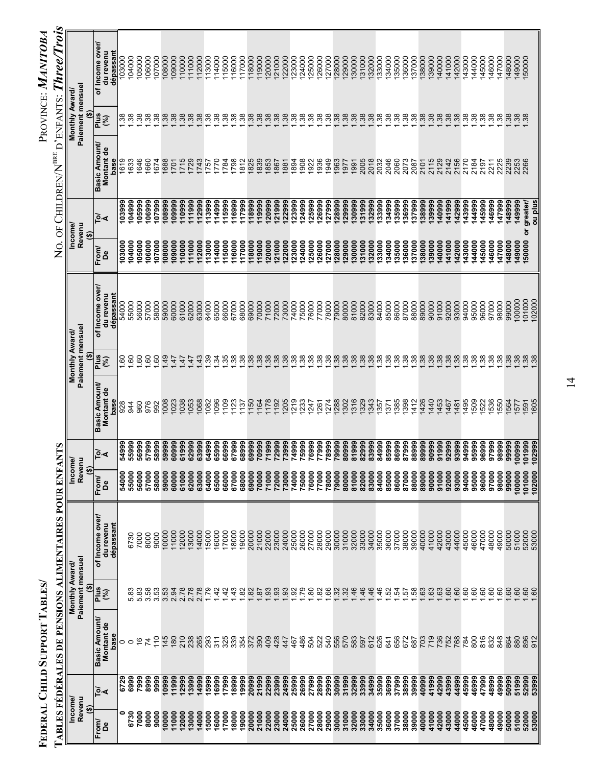# Federal Child Support Tables/
## Tables fédérales de pensions alimentaires pour enfants

**Province: *Manitoba***

**No. of Children/N^bre d'enfants: *Three/Trois***

| Income/Revenu ($) From/De | To/À | Monthly Award/Paiement mensuel ($) Basic Amount/Montant de base | Plus (%) | of Income over/du revenu dépassant |
|---|---|---|---|---|
| 0 | 6729 | 0 | | |
| 6730 | 6999 | 0 | 5.83 | 6730 |
| 7000 | 7999 | 16 | 5.83 | 7000 |
| 8000 | 8999 | 74 | 3.58 | 8000 |
| 9000 | 9999 | 110 | 3.53 | 9000 |
| 10000 | 10999 | 145 | 3.53 | 10000 |
| 11000 | 11999 | 180 | 2.94 | 11000 |
| 12000 | 12999 | 210 | 2.78 | 12000 |
| 13000 | 13999 | 238 | 2.78 | 13000 |
| 14000 | 14999 | 265 | 2.78 | 14000 |
| 15000 | 15999 | 293 | 1.79 | 15000 |
| 16000 | 16999 | 311 | 1.42 | 16000 |
| 17000 | 17999 | 325 | 1.42 | 17000 |
| 18000 | 18999 | 339 | 1.43 | 18000 |
| 19000 | 19999 | 354 | 1.82 | 19000 |
| 20000 | 20999 | 372 | 1.82 | 20000 |
| 21000 | 21999 | 390 | 1.87 | 21000 |
| 22000 | 22999 | 409 | 1.93 | 22000 |
| 23000 | 23999 | 428 | 1.93 | 23000 |
| 24000 | 24999 | 447 | 1.93 | 24000 |
| 25000 | 25999 | 467 | 1.92 | 25000 |
| 26000 | 26999 | 486 | 1.79 | 26000 |
| 27000 | 27999 | 504 | 1.80 | 27000 |
| 28000 | 28999 | 522 | 1.82 | 28000 |
| 29000 | 29999 | 540 | 1.66 | 29000 |
| 30000 | 30999 | 556 | 1.32 | 30000 |
| 31000 | 31999 | 570 | 1.32 | 31000 |
| 32000 | 32999 | 583 | 1.46 | 32000 |
| 33000 | 33999 | 597 | 1.46 | 33000 |
| 34000 | 34999 | 612 | 1.46 | 34000 |
| 35000 | 35999 | 626 | 1.46 | 35000 |
| 36000 | 36999 | 641 | 1.52 | 36000 |
| 37000 | 37999 | 656 | 1.54 | 37000 |
| 38000 | 38999 | 672 | 1.57 | 38000 |
| 39000 | 39999 | 687 | 1.58 | 39000 |
| 40000 | 40999 | 703 | 1.63 | 40000 |
| 41000 | 41999 | 719 | 1.63 | 41000 |
| 42000 | 42999 | 736 | 1.63 | 42000 |
| 43000 | 43999 | 752 | 1.60 | 43000 |
| 44000 | 44999 | 768 | 1.60 | 44000 |
| 45000 | 45999 | 784 | 1.60 | 45000 |
| 46000 | 46999 | 800 | 1.60 | 46000 |
| 47000 | 47999 | 816 | 1.60 | 47000 |
| 48000 | 48999 | 832 | 1.60 | 48000 |
| 49000 | 49999 | 848 | 1.60 | 49000 |
| 50000 | 50999 | 864 | 1.60 | 50000 |
| 51000 | 51999 | 880 | 1.60 | 51000 |
| 52000 | 52999 | 896 | 1.60 | 52000 |
| 53000 | 53999 | 912 | 1.60 | 53000 |
| 54000 | 54999 | 928 | 1.60 | 54000 |
| 55000 | 55999 | 944 | 1.60 | 55000 |
| 56000 | 56999 | 960 | 1.60 | 56000 |
| 57000 | 57999 | 976 | 1.60 | 57000 |
| 58000 | 58999 | 992 | 1.60 | 58000 |
| 59000 | 59999 | 1008 | 1.49 | 59000 |
| 60000 | 60999 | 1023 | 1.47 | 60000 |
| 61000 | 61999 | 1038 | 1.47 | 61000 |
| 62000 | 62999 | 1053 | 1.47 | 62000 |
| 63000 | 63999 | 1068 | 1.43 | 63000 |
| 64000 | 64999 | 1082 | 1.39 | 64000 |
| 65000 | 65999 | 1096 | 1.34 | 65000 |
| 66000 | 66999 | 1109 | 1.35 | 66000 |
| 67000 | 67999 | 1123 | 1.38 | 67000 |
| 68000 | 68999 | 1137 | 1.38 | 68000 |
| 69000 | 69999 | 1150 | 1.38 | 69000 |
| 70000 | 70999 | 1164 | 1.38 | 70000 |
| 71000 | 71999 | 1178 | 1.38 | 71000 |
| 72000 | 72999 | 1192 | 1.38 | 72000 |
| 73000 | 73999 | 1205 | 1.38 | 73000 |
| 74000 | 74999 | 1219 | 1.38 | 74000 |
| 75000 | 75999 | 1233 | 1.38 | 75000 |
| 76000 | 76999 | 1247 | 1.38 | 76000 |
| 77000 | 77999 | 1261 | 1.38 | 77000 |
| 78000 | 78999 | 1274 | 1.38 | 78000 |
| 79000 | 79999 | 1288 | 1.38 | 79000 |
| 80000 | 80999 | 1302 | 1.38 | 80000 |
| 81000 | 81999 | 1316 | 1.38 | 81000 |
| 82000 | 82999 | 1329 | 1.38 | 82000 |
| 83000 | 83999 | 1343 | 1.38 | 83000 |
| 84000 | 84999 | 1357 | 1.38 | 84000 |
| 85000 | 85999 | 1371 | 1.38 | 85000 |
| 86000 | 86999 | 1385 | 1.38 | 86000 |
| 87000 | 87999 | 1398 | 1.38 | 87000 |
| 88000 | 88999 | 1412 | 1.38 | 88000 |
| 89000 | 89999 | 1426 | 1.38 | 89000 |
| 90000 | 90999 | 1440 | 1.38 | 90000 |
| 91000 | 91999 | 1453 | 1.38 | 91000 |
| 92000 | 92999 | 1467 | 1.38 | 92000 |
| 93000 | 93999 | 1481 | 1.38 | 93000 |
| 94000 | 94999 | 1495 | 1.38 | 94000 |
| 95000 | 95999 | 1509 | 1.38 | 95000 |
| 96000 | 96999 | 1522 | 1.38 | 96000 |
| 97000 | 97999 | 1536 | 1.38 | 97000 |
| 98000 | 98999 | 1550 | 1.38 | 98000 |
| 99000 | 99999 | 1564 | 1.38 | 99000 |
| 100000 | 100999 | 1577 | 1.38 | 100000 |
| 101000 | 101999 | 1591 | 1.38 | 101000 |
| 102000 | 102999 | 1605 | 1.38 | 102000 |
| 103000 | 103999 | 1619 | 1.38 | 103000 |
| 104000 | 104999 | 1633 | 1.38 | 104000 |
| 105000 | 105999 | 1646 | 1.38 | 105000 |
| 106000 | 106999 | 1660 | 1.38 | 106000 |
| 107000 | 107999 | 1674 | 1.38 | 107000 |
| 108000 | 108999 | 1688 | 1.38 | 108000 |
| 109000 | 109999 | 1701 | 1.38 | 109000 |
| 110000 | 110999 | 1715 | 1.38 | 110000 |
| 111000 | 111999 | 1729 | 1.38 | 111000 |
| 112000 | 112999 | 1743 | 1.38 | 112000 |
| 113000 | 113999 | 1757 | 1.38 | 113000 |
| 114000 | 114999 | 1770 | 1.38 | 114000 |
| 115000 | 115999 | 1784 | 1.38 | 115000 |
| 116000 | 116999 | 1798 | 1.38 | 116000 |
| 117000 | 117999 | 1812 | 1.38 | 117000 |
| 118000 | 118999 | 1825 | 1.38 | 118000 |
| 119000 | 119999 | 1839 | 1.38 | 119000 |
| 120000 | 120999 | 1853 | 1.38 | 120000 |
| 121000 | 121999 | 1867 | 1.38 | 121000 |
| 122000 | 122999 | 1881 | 1.38 | 122000 |
| 123000 | 123999 | 1894 | 1.38 | 123000 |
| 124000 | 124999 | 1908 | 1.38 | 124000 |
| 125000 | 125999 | 1922 | 1.38 | 125000 |
| 126000 | 126999 | 1936 | 1.38 | 126000 |
| 127000 | 127999 | 1949 | 1.38 | 127000 |
| 128000 | 128999 | 1963 | 1.38 | 128000 |
| 129000 | 129999 | 1977 | 1.38 | 129000 |
| 130000 | 130999 | 1991 | 1.38 | 130000 |
| 131000 | 131999 | 2005 | 1.38 | 131000 |
| 132000 | 132999 | 2018 | 1.38 | 132000 |
| 133000 | 133999 | 2032 | 1.38 | 133000 |
| 134000 | 134999 | 2046 | 1.38 | 134000 |
| 135000 | 135999 | 2060 | 1.38 | 135000 |
| 136000 | 136999 | 2073 | 1.38 | 136000 |
| 137000 | 137999 | 2087 | 1.38 | 137000 |
| 138000 | 138999 | 2101 | 1.38 | 138000 |
| 139000 | 139999 | 2115 | 1.38 | 139000 |
| 140000 | 140999 | 2129 | 1.38 | 140000 |
| 141000 | 141999 | 2142 | 1.38 | 141000 |
| 142000 | 142999 | 2156 | 1.38 | 142000 |
| 143000 | 143999 | 2170 | 1.38 | 143000 |
| 144000 | 144999 | 2184 | 1.38 | 144000 |
| 145000 | 145999 | 2197 | 1.38 | 145000 |
| 146000 | 146999 | 2211 | 1.38 | 146000 |
| 147000 | 147999 | 2225 | 1.38 | 147000 |
| 148000 | 148999 | 2239 | 1.38 | 148000 |
| 149000 | 149999 | 2253 | 1.38 | 149000 |
| 150000 | or greater/ou plus | 2266 | 1.38 | 150000 |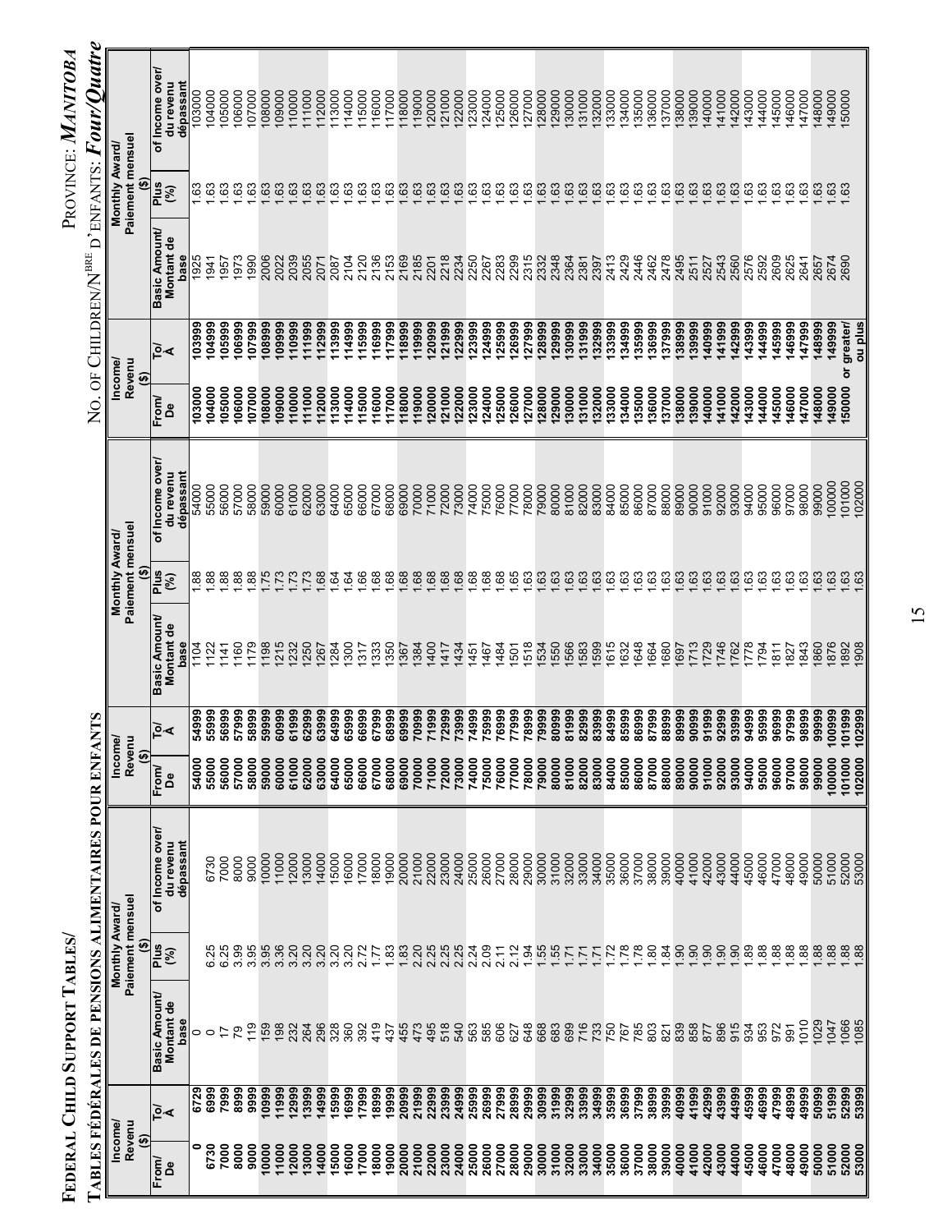# Federal Child Support Tables/ Tables fédérales de pensions alimentaires pour enfants

## Province: *Manitoba*

## No. of Children/N^bre d'enfants: *Four/Quatre*

| Income/ Revenu ($) | | Monthly Award/ Paiement mensuel ($) | | |
|---|---|---|---|---|
| From/ De | To/ À | Basic Amount/ Montant de base | Plus (%) | of Income over/ du revenu dépassant |
| 0 | 6729 | 0 | | |
| 6730 | 6999 | 0 | 6.25 | 6730 |
| 7000 | 7999 | 17 | 6.25 | 7000 |
| 8000 | 8999 | 79 | 3.99 | 8000 |
| 9000 | 9999 | 119 | 3.95 | 9000 |
| 10000 | 10999 | 159 | 3.95 | 10000 |
| 11000 | 11999 | 198 | 3.36 | 11000 |
| 12000 | 12999 | 232 | 3.20 | 12000 |
| 13000 | 13999 | 264 | 3.20 | 13000 |
| 14000 | 14999 | 296 | 3.20 | 14000 |
| 15000 | 15999 | 328 | 3.20 | 15000 |
| 16000 | 16999 | 360 | 3.20 | 16000 |
| 17000 | 17999 | 392 | 2.72 | 17000 |
| 18000 | 18999 | 419 | 1.77 | 18000 |
| 19000 | 19999 | 437 | 1.83 | 19000 |
| 20000 | 20999 | 455 | 1.83 | 20000 |
| 21000 | 21999 | 473 | 2.20 | 21000 |
| 22000 | 22999 | 495 | 2.25 | 22000 |
| 23000 | 23999 | 518 | 2.25 | 23000 |
| 24000 | 24999 | 540 | 2.25 | 24000 |
| 25000 | 25999 | 563 | 2.24 | 25000 |
| 26000 | 26999 | 585 | 2.09 | 26000 |
| 27000 | 27999 | 606 | 2.11 | 27000 |
| 28000 | 28999 | 627 | 2.12 | 28000 |
| 29000 | 29999 | 648 | 1.94 | 29000 |
| 30000 | 30999 | 668 | 1.55 | 30000 |
| 31000 | 31999 | 683 | 1.55 | 31000 |
| 32000 | 32999 | 699 | 1.71 | 32000 |
| 33000 | 33999 | 716 | 1.71 | 33000 |
| 34000 | 34999 | 733 | 1.71 | 34000 |
| 35000 | 35999 | 750 | 1.72 | 35000 |
| 36000 | 36999 | 767 | 1.78 | 36000 |
| 37000 | 37999 | 785 | 1.78 | 37000 |
| 38000 | 38999 | 803 | 1.80 | 38000 |
| 39000 | 39999 | 821 | 1.84 | 39000 |
| 40000 | 40999 | 839 | 1.90 | 40000 |
| 41000 | 41999 | 858 | 1.90 | 41000 |
| 42000 | 42999 | 877 | 1.90 | 42000 |
| 43000 | 43999 | 896 | 1.90 | 43000 |
| 44000 | 44999 | 915 | 1.90 | 44000 |
| 45000 | 45999 | 934 | 1.89 | 45000 |
| 46000 | 46999 | 953 | 1.88 | 46000 |
| 47000 | 47999 | 972 | 1.88 | 47000 |
| 48000 | 48999 | 991 | 1.88 | 48000 |
| 49000 | 49999 | 1010 | 1.88 | 49000 |
| 50000 | 50999 | 1029 | 1.88 | 50000 |
| 51000 | 51999 | 1047 | 1.88 | 51000 |
| 52000 | 52999 | 1066 | 1.88 | 52000 |
| 53000 | 53999 | 1085 | 1.88 | 53000 |
| 54000 | 54999 | 1104 | 1.88 | 54000 |
| 55000 | 55999 | 1122 | 1.88 | 55000 |
| 56000 | 56999 | 1141 | 1.88 | 56000 |
| 57000 | 57999 | 1160 | 1.88 | 57000 |
| 58000 | 58999 | 1179 | 1.88 | 58000 |
| 59000 | 59999 | 1198 | 1.75 | 59000 |
| 60000 | 60999 | 1215 | 1.73 | 60000 |
| 61000 | 61999 | 1232 | 1.73 | 61000 |
| 62000 | 62999 | 1250 | 1.73 | 62000 |
| 63000 | 63999 | 1267 | 1.68 | 63000 |
| 64000 | 64999 | 1284 | 1.64 | 64000 |
| 65000 | 65999 | 1300 | 1.64 | 65000 |
| 66000 | 66999 | 1317 | 1.66 | 66000 |
| 67000 | 67999 | 1333 | 1.68 | 67000 |
| 68000 | 68999 | 1350 | 1.68 | 68000 |
| 69000 | 69999 | 1367 | 1.68 | 69000 |
| 70000 | 70999 | 1384 | 1.68 | 70000 |
| 71000 | 71999 | 1400 | 1.68 | 71000 |
| 72000 | 72999 | 1417 | 1.68 | 72000 |
| 73000 | 73999 | 1434 | 1.68 | 73000 |
| 74000 | 74999 | 1451 | 1.68 | 74000 |
| 75000 | 75999 | 1467 | 1.68 | 75000 |
| 76000 | 76999 | 1484 | 1.68 | 76000 |
| 77000 | 77999 | 1501 | 1.65 | 77000 |
| 78000 | 78999 | 1518 | 1.63 | 78000 |
| 79000 | 79999 | 1534 | 1.63 | 79000 |
| 80000 | 80999 | 1550 | 1.63 | 80000 |
| 81000 | 81999 | 1566 | 1.63 | 81000 |
| 82000 | 82999 | 1583 | 1.63 | 82000 |
| 83000 | 83999 | 1599 | 1.63 | 83000 |
| 84000 | 84999 | 1615 | 1.63 | 84000 |
| 85000 | 85999 | 1632 | 1.63 | 85000 |
| 86000 | 86999 | 1648 | 1.63 | 86000 |
| 87000 | 87999 | 1664 | 1.63 | 87000 |
| 88000 | 88999 | 1680 | 1.63 | 88000 |
| 89000 | 89999 | 1697 | 1.63 | 89000 |
| 90000 | 90999 | 1713 | 1.63 | 90000 |
| 91000 | 91999 | 1729 | 1.63 | 91000 |
| 92000 | 92999 | 1746 | 1.63 | 92000 |
| 93000 | 93999 | 1762 | 1.63 | 93000 |
| 94000 | 94999 | 1778 | 1.63 | 94000 |
| 95000 | 95999 | 1794 | 1.63 | 95000 |
| 96000 | 96999 | 1811 | 1.63 | 96000 |
| 97000 | 97999 | 1827 | 1.63 | 97000 |
| 98000 | 98999 | 1843 | 1.63 | 98000 |
| 99000 | 99999 | 1860 | 1.63 | 99000 |
| 100000 | 100999 | 1876 | 1.63 | 100000 |
| 101000 | 101999 | 1892 | 1.63 | 101000 |
| 102000 | 102999 | 1908 | 1.63 | 102000 |
| 103000 | 103999 | 1925 | 1.63 | 103000 |
| 104000 | 104999 | 1941 | 1.63 | 104000 |
| 105000 | 105999 | 1957 | 1.63 | 105000 |
| 106000 | 106999 | 1973 | 1.63 | 106000 |
| 107000 | 107999 | 1990 | 1.63 | 107000 |
| 108000 | 108999 | 2006 | 1.63 | 108000 |
| 109000 | 109999 | 2022 | 1.63 | 109000 |
| 110000 | 110999 | 2039 | 1.63 | 110000 |
| 111000 | 111999 | 2055 | 1.63 | 111000 |
| 112000 | 112999 | 2071 | 1.63 | 112000 |
| 113000 | 113999 | 2087 | 1.63 | 113000 |
| 114000 | 114999 | 2104 | 1.63 | 114000 |
| 115000 | 115999 | 2120 | 1.63 | 115000 |
| 116000 | 116999 | 2136 | 1.63 | 116000 |
| 117000 | 117999 | 2153 | 1.63 | 117000 |
| 118000 | 118999 | 2169 | 1.63 | 118000 |
| 119000 | 119999 | 2185 | 1.63 | 119000 |
| 120000 | 120999 | 2201 | 1.63 | 120000 |
| 121000 | 121999 | 2218 | 1.63 | 121000 |
| 122000 | 122999 | 2234 | 1.63 | 122000 |
| 123000 | 123999 | 2250 | 1.63 | 123000 |
| 124000 | 124999 | 2267 | 1.63 | 124000 |
| 125000 | 125999 | 2283 | 1.63 | 125000 |
| 126000 | 126999 | 2299 | 1.63 | 126000 |
| 127000 | 127999 | 2315 | 1.63 | 127000 |
| 128000 | 128999 | 2332 | 1.63 | 128000 |
| 129000 | 129999 | 2348 | 1.63 | 129000 |
| 130000 | 130999 | 2364 | 1.63 | 130000 |
| 131000 | 131999 | 2381 | 1.63 | 131000 |
| 132000 | 132999 | 2397 | 1.63 | 132000 |
| 133000 | 133999 | 2413 | 1.63 | 133000 |
| 134000 | 134999 | 2429 | 1.63 | 134000 |
| 135000 | 135999 | 2446 | 1.63 | 135000 |
| 136000 | 136999 | 2462 | 1.63 | 136000 |
| 137000 | 137999 | 2478 | 1.63 | 137000 |
| 138000 | 138999 | 2495 | 1.63 | 138000 |
| 139000 | 139999 | 2511 | 1.63 | 139000 |
| 140000 | 140999 | 2527 | 1.63 | 140000 |
| 141000 | 141999 | 2543 | 1.63 | 141000 |
| 142000 | 142999 | 2560 | 1.63 | 142000 |
| 143000 | 143999 | 2576 | 1.63 | 143000 |
| 144000 | 144999 | 2592 | 1.63 | 144000 |
| 145000 | 145999 | 2609 | 1.63 | 145000 |
| 146000 | 146999 | 2625 | 1.63 | 146000 |
| 147000 | 147999 | 2641 | 1.63 | 147000 |
| 148000 | 148999 | 2657 | 1.63 | 148000 |
| 149000 | 149999 | 2674 | 1.63 | 149000 |
| 150000 | or greater/ ou plus | 2690 | 1.63 | 150000 |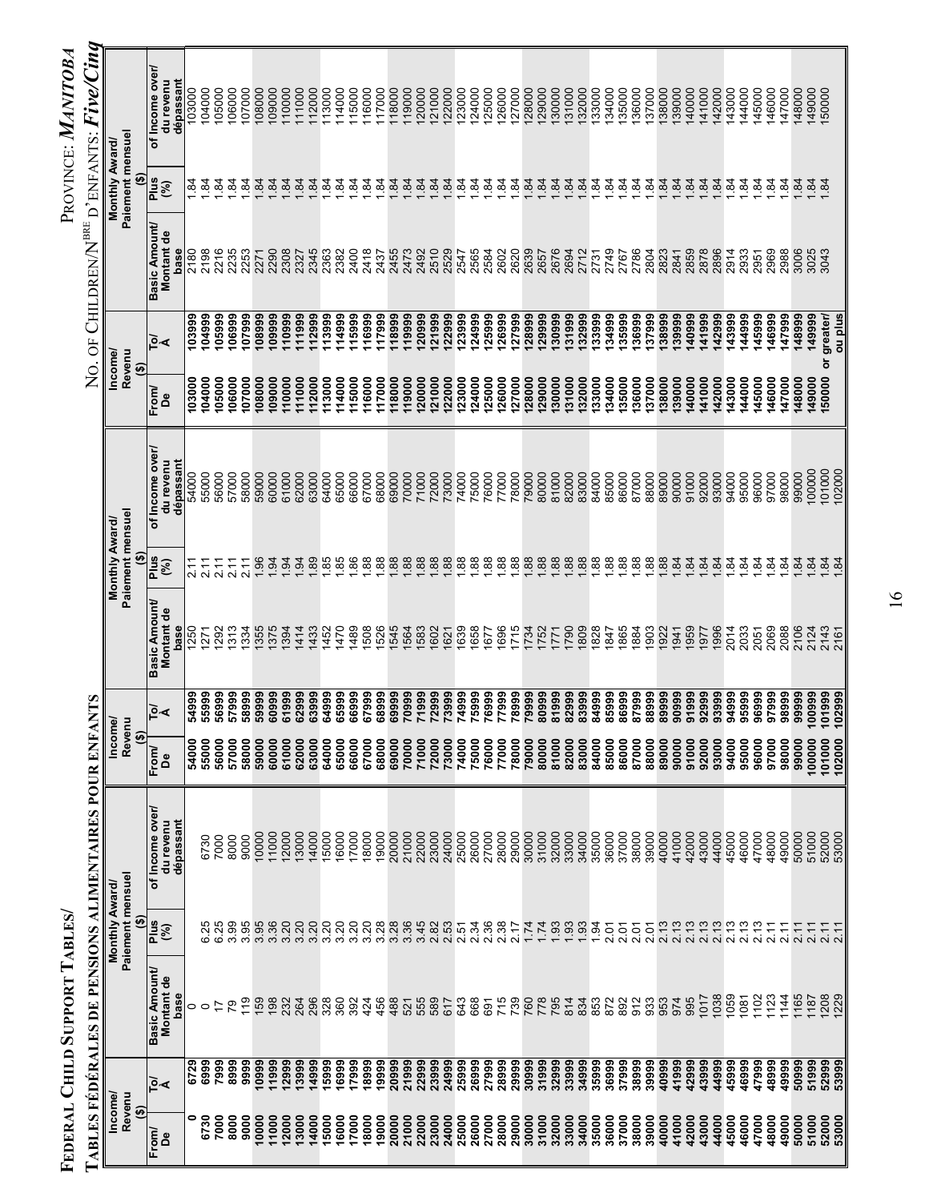# Federal Child Support Tables/
## Tables fédérales de pensions alimentaires pour enfants

Province: *Manitoba*

No. of Children/Nbre d'enfants: ***Five/Cinq***

| Income/Revenu ($) | | Monthly Award/Paiement mensuel ($) | | |
|---|---|---|---|---|
| From/De | To/À | Basic Amount/Montant de base | Plus (%) | of Income over/du revenu dépassant |
| 0 | 6729 | 0 | | |
| 6730 | 6999 | 0 | 6.25 | 6730 |
| 7000 | 7999 | 17 | 6.25 | 7000 |
| 8000 | 8999 | 79 | 3.99 | 8000 |
| 9000 | 9999 | 119 | 3.95 | 9000 |
| 10000 | 10999 | 159 | 3.95 | 10000 |
| 11000 | 11999 | 198 | 3.36 | 11000 |
| 12000 | 12999 | 232 | 3.20 | 12000 |
| 13000 | 13999 | 264 | 3.20 | 13000 |
| 14000 | 14999 | 296 | 3.20 | 14000 |
| 15000 | 15999 | 328 | 3.20 | 15000 |
| 16000 | 16999 | 360 | 3.20 | 16000 |
| 17000 | 17999 | 392 | 3.20 | 17000 |
| 18000 | 18999 | 424 | 3.20 | 18000 |
| 19000 | 19999 | 456 | 3.28 | 19000 |
| 20000 | 20999 | 488 | 3.28 | 20000 |
| 21000 | 21999 | 521 | 3.36 | 21000 |
| 22000 | 22999 | 555 | 3.45 | 22000 |
| 23000 | 23999 | 589 | 2.82 | 23000 |
| 24000 | 24999 | 617 | 2.53 | 24000 |
| 25000 | 25999 | 643 | 2.51 | 25000 |
| 26000 | 26999 | 668 | 2.34 | 26000 |
| 27000 | 27999 | 691 | 2.36 | 27000 |
| 28000 | 28999 | 715 | 2.38 | 28000 |
| 29000 | 29999 | 739 | 2.17 | 29000 |
| 30000 | 30999 | 760 | 1.74 | 30000 |
| 31000 | 31999 | 778 | 1.74 | 31000 |
| 32000 | 32999 | 795 | 1.93 | 32000 |
| 33000 | 33999 | 814 | 1.93 | 33000 |
| 34000 | 34999 | 834 | 1.93 | 34000 |
| 35000 | 35999 | 853 | 1.94 | 35000 |
| 36000 | 36999 | 872 | 2.01 | 36000 |
| 37000 | 37999 | 892 | 2.01 | 37000 |
| 38000 | 38999 | 912 | 2.01 | 38000 |
| 39000 | 39999 | 933 | 2.01 | 39000 |
| 40000 | 40999 | 953 | 2.13 | 40000 |
| 41000 | 41999 | 974 | 2.13 | 41000 |
| 42000 | 42999 | 995 | 2.13 | 42000 |
| 43000 | 43999 | 1017 | 2.13 | 43000 |
| 44000 | 44999 | 1038 | 2.13 | 44000 |
| 45000 | 45999 | 1059 | 2.13 | 45000 |
| 46000 | 46999 | 1081 | 2.13 | 46000 |
| 47000 | 47999 | 1102 | 2.13 | 47000 |
| 48000 | 48999 | 1123 | 2.11 | 48000 |
| 49000 | 49999 | 1144 | 2.11 | 49000 |
| 50000 | 50999 | 1165 | 2.11 | 50000 |
| 51000 | 51999 | 1187 | 2.11 | 51000 |
| 52000 | 52999 | 1208 | 2.11 | 52000 |
| 53000 | 53999 | 1229 | 2.11 | 53000 |
| 54000 | 54999 | 1250 | 2.11 | 54000 |
| 55000 | 55999 | 1271 | 2.11 | 55000 |
| 56000 | 56999 | 1292 | 2.11 | 56000 |
| 57000 | 57999 | 1313 | 2.11 | 57000 |
| 58000 | 58999 | 1334 | 2.11 | 58000 |
| 59000 | 59999 | 1355 | 1.96 | 59000 |
| 60000 | 60999 | 1375 | 1.94 | 60000 |
| 61000 | 61999 | 1394 | 1.94 | 61000 |
| 62000 | 62999 | 1414 | 1.94 | 62000 |
| 63000 | 63999 | 1433 | 1.89 | 63000 |
| 64000 | 64999 | 1452 | 1.85 | 64000 |
| 65000 | 65999 | 1470 | 1.85 | 65000 |
| 66000 | 66999 | 1489 | 1.86 | 66000 |
| 67000 | 67999 | 1508 | 1.88 | 67000 |
| 68000 | 68999 | 1526 | 1.88 | 68000 |
| 69000 | 69999 | 1545 | 1.88 | 69000 |
| 70000 | 70999 | 1564 | 1.88 | 70000 |
| 71000 | 71999 | 1583 | 1.88 | 71000 |
| 72000 | 72999 | 1602 | 1.88 | 72000 |
| 73000 | 73999 | 1621 | 1.88 | 73000 |
| 74000 | 74999 | 1639 | 1.88 | 74000 |
| 75000 | 75999 | 1658 | 1.88 | 75000 |
| 76000 | 76999 | 1677 | 1.88 | 76000 |
| 77000 | 77999 | 1696 | 1.88 | 77000 |
| 78000 | 78999 | 1715 | 1.88 | 78000 |
| 79000 | 79999 | 1734 | 1.88 | 79000 |
| 80000 | 80999 | 1752 | 1.88 | 80000 |
| 81000 | 81999 | 1771 | 1.88 | 81000 |
| 82000 | 82999 | 1790 | 1.88 | 82000 |
| 83000 | 83999 | 1809 | 1.88 | 83000 |
| 84000 | 84999 | 1828 | 1.88 | 84000 |
| 85000 | 85999 | 1847 | 1.88 | 85000 |
| 86000 | 86999 | 1865 | 1.88 | 86000 |
| 87000 | 87999 | 1884 | 1.88 | 87000 |
| 88000 | 88999 | 1903 | 1.88 | 88000 |
| 89000 | 89999 | 1922 | 1.88 | 89000 |
| 90000 | 90999 | 1941 | 1.84 | 90000 |
| 91000 | 91999 | 1959 | 1.84 | 91000 |
| 92000 | 92999 | 1977 | 1.84 | 92000 |
| 93000 | 93999 | 1996 | 1.84 | 93000 |
| 94000 | 94999 | 2014 | 1.84 | 94000 |
| 95000 | 95999 | 2033 | 1.84 | 95000 |
| 96000 | 96999 | 2051 | 1.84 | 96000 |
| 97000 | 97999 | 2069 | 1.84 | 97000 |
| 98000 | 98999 | 2088 | 1.84 | 98000 |
| 99000 | 99999 | 2106 | 1.84 | 99000 |
| 100000 | 100999 | 2124 | 1.84 | 100000 |
| 101000 | 101999 | 2143 | 1.84 | 101000 |
| 102000 | 102999 | 2161 | 1.84 | 102000 |
| 103000 | 103999 | 2180 | 1.84 | 103000 |
| 104000 | 104999 | 2198 | 1.84 | 104000 |
| 105000 | 105999 | 2216 | 1.84 | 105000 |
| 106000 | 106999 | 2235 | 1.84 | 106000 |
| 107000 | 107999 | 2253 | 1.84 | 107000 |
| 108000 | 108999 | 2271 | 1.84 | 108000 |
| 109000 | 109999 | 2290 | 1.84 | 109000 |
| 110000 | 110999 | 2308 | 1.84 | 110000 |
| 111000 | 111999 | 2327 | 1.84 | 111000 |
| 112000 | 112999 | 2345 | 1.84 | 112000 |
| 113000 | 113999 | 2363 | 1.84 | 113000 |
| 114000 | 114999 | 2382 | 1.84 | 114000 |
| 115000 | 115999 | 2400 | 1.84 | 115000 |
| 116000 | 116999 | 2418 | 1.84 | 116000 |
| 117000 | 117999 | 2437 | 1.84 | 117000 |
| 118000 | 118999 | 2455 | 1.84 | 118000 |
| 119000 | 119999 | 2473 | 1.84 | 119000 |
| 120000 | 120999 | 2492 | 1.84 | 120000 |
| 121000 | 121999 | 2510 | 1.84 | 121000 |
| 122000 | 122999 | 2529 | 1.84 | 122000 |
| 123000 | 123999 | 2547 | 1.84 | 123000 |
| 124000 | 124999 | 2565 | 1.84 | 124000 |
| 125000 | 125999 | 2584 | 1.84 | 125000 |
| 126000 | 126999 | 2602 | 1.84 | 126000 |
| 127000 | 127999 | 2620 | 1.84 | 127000 |
| 128000 | 128999 | 2639 | 1.84 | 128000 |
| 129000 | 129999 | 2657 | 1.84 | 129000 |
| 130000 | 130999 | 2676 | 1.84 | 130000 |
| 131000 | 131999 | 2694 | 1.84 | 131000 |
| 132000 | 132999 | 2712 | 1.84 | 132000 |
| 133000 | 133999 | 2731 | 1.84 | 133000 |
| 134000 | 134999 | 2749 | 1.84 | 134000 |
| 135000 | 135999 | 2767 | 1.84 | 135000 |
| 136000 | 136999 | 2786 | 1.84 | 136000 |
| 137000 | 137999 | 2804 | 1.84 | 137000 |
| 138000 | 138999 | 2823 | 1.84 | 138000 |
| 139000 | 139999 | 2841 | 1.84 | 139000 |
| 140000 | 140999 | 2859 | 1.84 | 140000 |
| 141000 | 141999 | 2878 | 1.84 | 141000 |
| 142000 | 142999 | 2896 | 1.84 | 142000 |
| 143000 | 143999 | 2914 | 1.84 | 143000 |
| 144000 | 144999 | 2933 | 1.84 | 144000 |
| 145000 | 145999 | 2951 | 1.84 | 145000 |
| 146000 | 146999 | 2969 | 1.84 | 146000 |
| 147000 | 147999 | 2988 | 1.84 | 147000 |
| 148000 | 148999 | 3006 | 1.84 | 148000 |
| 149000 | 149999 | 3025 | 1.84 | 149000 |
| 150000 | or greater/ou plus | 3043 | 1.84 | 150000 |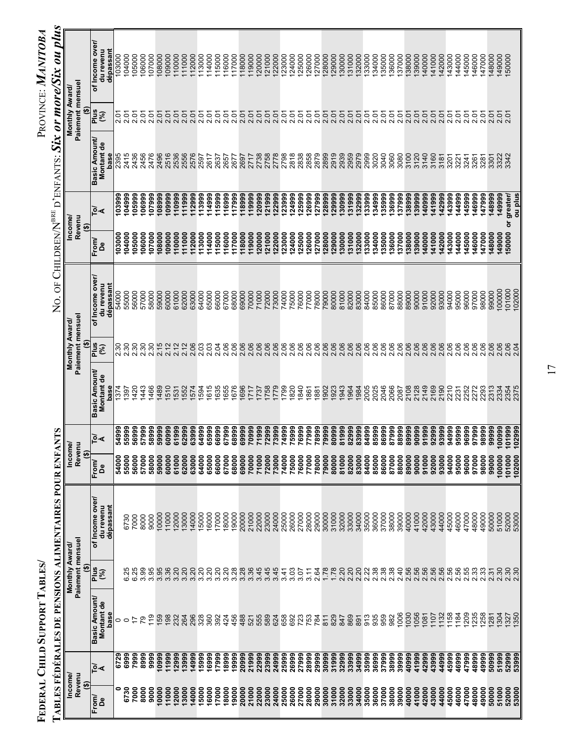# FEDERAL CHILD SUPPORT TABLES/
## TABLES FÉDÉRALES DE PENSIONS ALIMENTAIRES POUR ENFANTS

PROVINCE: *MANITOBA*

NO. OF CHILDREN/N^BRE D'ENFANTS: ***Six or more/Six ou plus***

| Income/ Revenu ($) | | Monthly Award/ Paiement mensuel ($) | | |
|---|---|---|---|---|
| From/ De | To/ À | Basic Amount/ Montant de base | Plus (%) | of Income over/ du revenu dépassant |
| 0 | 6729 | 0 | | |
| 6730 | 6999 | 0 | 6.25 | 6730 |
| 7000 | 7999 | 17 | 6.25 | 7000 |
| 8000 | 8999 | 79 | 3.99 | 8000 |
| 9000 | 9999 | 119 | 3.95 | 9000 |
| 10000 | 10999 | 159 | 3.95 | 10000 |
| 11000 | 11999 | 198 | 3.36 | 11000 |
| 12000 | 12999 | 232 | 3.20 | 12000 |
| 13000 | 13999 | 264 | 3.20 | 13000 |
| 14000 | 14999 | 296 | 3.20 | 14000 |
| 15000 | 15999 | 328 | 3.20 | 15000 |
| 16000 | 16999 | 360 | 3.20 | 16000 |
| 17000 | 17999 | 392 | 3.20 | 17000 |
| 18000 | 18999 | 424 | 3.20 | 18000 |
| 19000 | 19999 | 456 | 3.28 | 19000 |
| 20000 | 20999 | 488 | 3.28 | 20000 |
| 21000 | 21999 | 521 | 3.36 | 21000 |
| 22000 | 22999 | 555 | 3.45 | 22000 |
| 23000 | 23999 | 589 | 3.45 | 23000 |
| 24000 | 24999 | 624 | 3.45 | 24000 |
| 25000 | 25999 | 658 | 3.41 | 25000 |
| 26000 | 26999 | 692 | 3.03 | 26000 |
| 27000 | 27999 | 723 | 3.07 | 27000 |
| 28000 | 28999 | 753 | 3.11 | 28000 |
| 29000 | 29999 | 784 | 2.64 | 29000 |
| 30000 | 30999 | 811 | 1.78 | 30000 |
| 31000 | 31999 | 829 | 1.78 | 31000 |
| 32000 | 32999 | 847 | 2.20 | 32000 |
| 33000 | 33999 | 869 | 2.20 | 33000 |
| 34000 | 34999 | 891 | 2.20 | 34000 |
| 35000 | 35999 | 913 | 2.22 | 35000 |
| 36000 | 36999 | 935 | 2.38 | 36000 |
| 37000 | 37999 | 959 | 2.38 | 37000 |
| 38000 | 38999 | 982 | 2.38 | 38000 |
| 39000 | 39999 | 1006 | 2.40 | 39000 |
| 40000 | 40999 | 1030 | 2.56 | 40000 |
| 41000 | 41999 | 1056 | 2.56 | 41000 |
| 42000 | 42999 | 1081 | 2.56 | 42000 |
| 43000 | 43999 | 1107 | 2.56 | 43000 |
| 44000 | 44999 | 1132 | 2.56 | 44000 |
| 45000 | 45999 | 1158 | 2.56 | 45000 |
| 46000 | 46999 | 1184 | 2.56 | 46000 |
| 47000 | 47999 | 1209 | 2.55 | 47000 |
| 48000 | 48999 | 1235 | 2.33 | 48000 |
| 49000 | 49999 | 1258 | 2.33 | 49000 |
| 50000 | 50999 | 1281 | 2.31 | 50000 |
| 51000 | 51999 | 1304 | 2.30 | 51000 |
| 52000 | 52999 | 1327 | 2.30 | 52000 |
| 53000 | 53999 | 1350 | 2.30 | 53000 |
| 54000 | 54999 | 1374 | 2.30 | 54000 |
| 55000 | 55999 | 1397 | 2.30 | 55000 |
| 56000 | 56999 | 1420 | 2.30 | 56000 |
| 57000 | 57999 | 1443 | 2.30 | 57000 |
| 58000 | 58999 | 1466 | 2.30 | 58000 |
| 59000 | 59999 | 1489 | 2.15 | 59000 |
| 60000 | 60999 | 1510 | 2.12 | 60000 |
| 61000 | 61999 | 1531 | 2.12 | 61000 |
| 62000 | 62999 | 1552 | 2.12 | 62000 |
| 63000 | 63999 | 1574 | 2.06 | 63000 |
| 64000 | 64999 | 1594 | 2.03 | 64000 |
| 65000 | 65999 | 1615 | 2.03 | 65000 |
| 66000 | 66999 | 1635 | 2.04 | 66000 |
| 67000 | 67999 | 1655 | 2.06 | 67000 |
| 68000 | 68999 | 1676 | 2.06 | 68000 |
| 69000 | 69999 | 1696 | 2.06 | 69000 |
| 70000 | 70999 | 1717 | 2.06 | 70000 |
| 71000 | 71999 | 1737 | 2.06 | 71000 |
| 72000 | 72999 | 1758 | 2.06 | 72000 |
| 73000 | 73999 | 1779 | 2.06 | 73000 |
| 74000 | 74999 | 1799 | 2.06 | 74000 |
| 75000 | 75999 | 1820 | 2.06 | 75000 |
| 76000 | 76999 | 1840 | 2.06 | 76000 |
| 77000 | 77999 | 1861 | 2.06 | 77000 |
| 78000 | 78999 | 1881 | 2.06 | 78000 |
| 79000 | 79999 | 1902 | 2.06 | 79000 |
| 80000 | 80999 | 1923 | 2.06 | 80000 |
| 81000 | 81999 | 1943 | 2.06 | 81000 |
| 82000 | 82999 | 1964 | 2.06 | 82000 |
| 83000 | 83999 | 1984 | 2.06 | 83000 |
| 84000 | 84999 | 2005 | 2.06 | 84000 |
| 85000 | 85999 | 2025 | 2.06 | 85000 |
| 86000 | 86999 | 2046 | 2.06 | 86000 |
| 87000 | 87999 | 2066 | 2.06 | 87000 |
| 88000 | 88999 | 2087 | 2.06 | 88000 |
| 89000 | 89999 | 2108 | 2.06 | 89000 |
| 90000 | 90999 | 2128 | 2.06 | 90000 |
| 91000 | 91999 | 2149 | 2.06 | 91000 |
| 92000 | 92999 | 2169 | 2.06 | 92000 |
| 93000 | 93999 | 2190 | 2.06 | 93000 |
| 94000 | 94999 | 2210 | 2.06 | 94000 |
| 95000 | 95999 | 2231 | 2.06 | 95000 |
| 96000 | 96999 | 2252 | 2.06 | 96000 |
| 97000 | 97999 | 2272 | 2.06 | 97000 |
| 98000 | 98999 | 2293 | 2.06 | 98000 |
| 99000 | 99999 | 2313 | 2.06 | 99000 |
| 100000 | 100999 | 2334 | 2.06 | 100000 |
| 101000 | 101999 | 2354 | 2.06 | 101000 |
| 102000 | 102999 | 2375 | 2.04 | 102000 |
| 103000 | 103999 | 2395 | 2.01 | 103000 |
| 104000 | 104999 | 2415 | 2.01 | 104000 |
| 105000 | 105999 | 2436 | 2.01 | 105000 |
| 106000 | 106999 | 2456 | 2.01 | 106000 |
| 107000 | 107999 | 2476 | 2.01 | 107000 |
| 108000 | 108999 | 2496 | 2.01 | 108000 |
| 109000 | 109999 | 2516 | 2.01 | 109000 |
| 110000 | 110999 | 2536 | 2.01 | 110000 |
| 111000 | 111999 | 2556 | 2.01 | 111000 |
| 112000 | 112999 | 2576 | 2.01 | 112000 |
| 113000 | 113999 | 2597 | 2.01 | 113000 |
| 114000 | 114999 | 2617 | 2.01 | 114000 |
| 115000 | 115999 | 2637 | 2.01 | 115000 |
| 116000 | 116999 | 2657 | 2.01 | 116000 |
| 117000 | 117999 | 2677 | 2.01 | 117000 |
| 118000 | 118999 | 2697 | 2.01 | 118000 |
| 119000 | 119999 | 2717 | 2.01 | 119000 |
| 120000 | 120999 | 2738 | 2.01 | 120000 |
| 121000 | 121999 | 2758 | 2.01 | 121000 |
| 122000 | 122999 | 2778 | 2.01 | 122000 |
| 123000 | 123999 | 2798 | 2.01 | 123000 |
| 124000 | 124999 | 2818 | 2.01 | 124000 |
| 125000 | 125999 | 2838 | 2.01 | 125000 |
| 126000 | 126999 | 2858 | 2.01 | 126000 |
| 127000 | 127999 | 2879 | 2.01 | 127000 |
| 128000 | 128999 | 2899 | 2.01 | 128000 |
| 129000 | 129999 | 2919 | 2.01 | 129000 |
| 130000 | 130999 | 2939 | 2.01 | 130000 |
| 131000 | 131999 | 2959 | 2.01 | 131000 |
| 132000 | 132999 | 2979 | 2.01 | 132000 |
| 133000 | 133999 | 2999 | 2.01 | 133000 |
| 134000 | 134999 | 3020 | 2.01 | 134000 |
| 135000 | 135999 | 3040 | 2.01 | 135000 |
| 136000 | 136999 | 3060 | 2.01 | 136000 |
| 137000 | 137999 | 3080 | 2.01 | 137000 |
| 138000 | 138999 | 3100 | 2.01 | 138000 |
| 139000 | 139999 | 3120 | 2.01 | 139000 |
| 140000 | 140999 | 3140 | 2.01 | 140000 |
| 141000 | 141999 | 3160 | 2.01 | 141000 |
| 142000 | 142999 | 3181 | 2.01 | 142000 |
| 143000 | 143999 | 3201 | 2.01 | 143000 |
| 144000 | 144999 | 3221 | 2.01 | 144000 |
| 145000 | 145999 | 3241 | 2.01 | 145000 |
| 146000 | 146999 | 3261 | 2.01 | 146000 |
| 147000 | 147999 | 3281 | 2.01 | 147000 |
| 148000 | 148999 | 3301 | 2.01 | 148000 |
| 149000 | 149999 | 3322 | 2.01 | 149000 |
| 150000 | or greater/ ou plus | 3342 | 2.01 | 150000 |